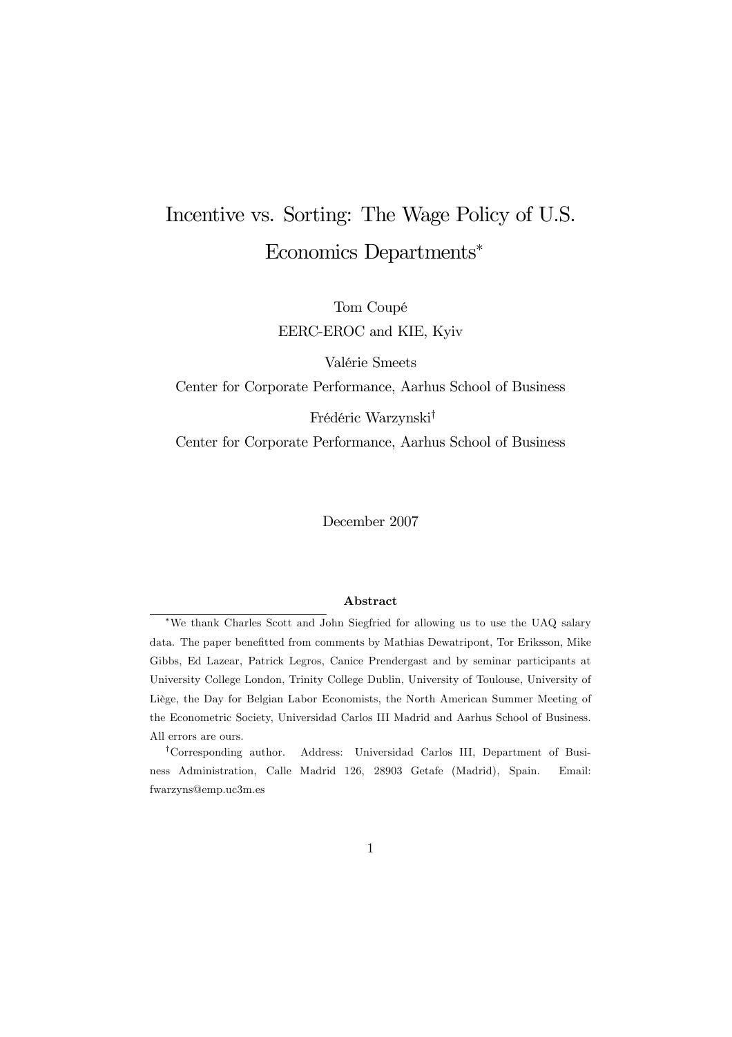# Incentive vs. Sorting: The Wage Policy of U.S. Economics Departments*

Tom Coupé

EERC-EROC and KIE, Kyiv

Valérie Smeets

Center for Corporate Performance, Aarhus School of Business

Frédéric Warzynski[†]

Center for Corporate Performance, Aarhus School of Business

December 2007

**Abstract**

*We thank Charles Scott and John Siegfried for allowing us to use the UAQ salary data. The paper benefitted from comments by Mathias Dewatripont, Tor Eriksson, Mike Gibbs, Ed Lazear, Patrick Legros, Canice Prendergast and by seminar participants at University College London, Trinity College Dublin, University of Toulouse, University of Liège, the Day for Belgian Labor Economists, the North American Summer Meeting of the Econometric Society, Universidad Carlos III Madrid and Aarhus School of Business. All errors are ours.

[†]Corresponding author. Address: Universidad Carlos III, Department of Business Administration, Calle Madrid 126, 28903 Getafe (Madrid), Spain. Email: fwarzyns@emp.uc3m.es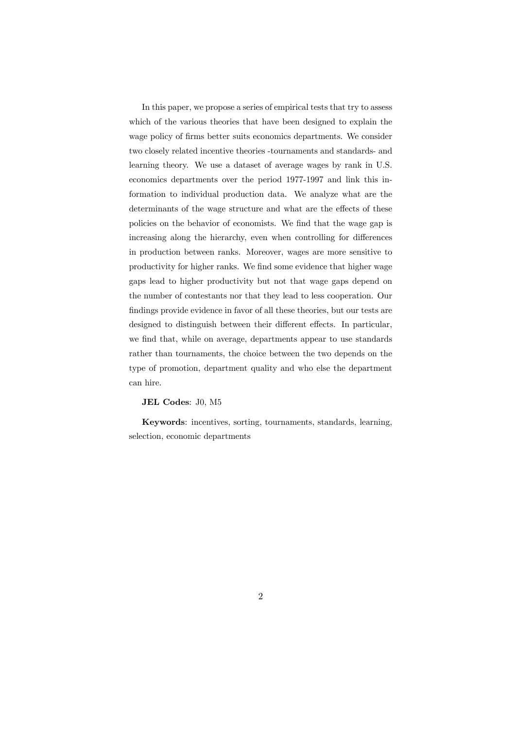In this paper, we propose a series of empirical tests that try to assess which of the various theories that have been designed to explain the wage policy of firms better suits economics departments. We consider two closely related incentive theories -tournaments and standards- and learning theory. We use a dataset of average wages by rank in U.S. economics departments over the period 1977-1997 and link this information to individual production data. We analyze what are the determinants of the wage structure and what are the effects of these policies on the behavior of economists. We find that the wage gap is increasing along the hierarchy, even when controlling for differences in production between ranks. Moreover, wages are more sensitive to productivity for higher ranks. We find some evidence that higher wage gaps lead to higher productivity but not that wage gaps depend on the number of contestants nor that they lead to less cooperation. Our findings provide evidence in favor of all these theories, but our tests are designed to distinguish between their different effects. In particular, we find that, while on average, departments appear to use standards rather than tournaments, the choice between the two depends on the type of promotion, department quality and who else the department can hire.

**JEL Codes**: J0, M5

**Keywords**: incentives, sorting, tournaments, standards, learning, selection, economic departments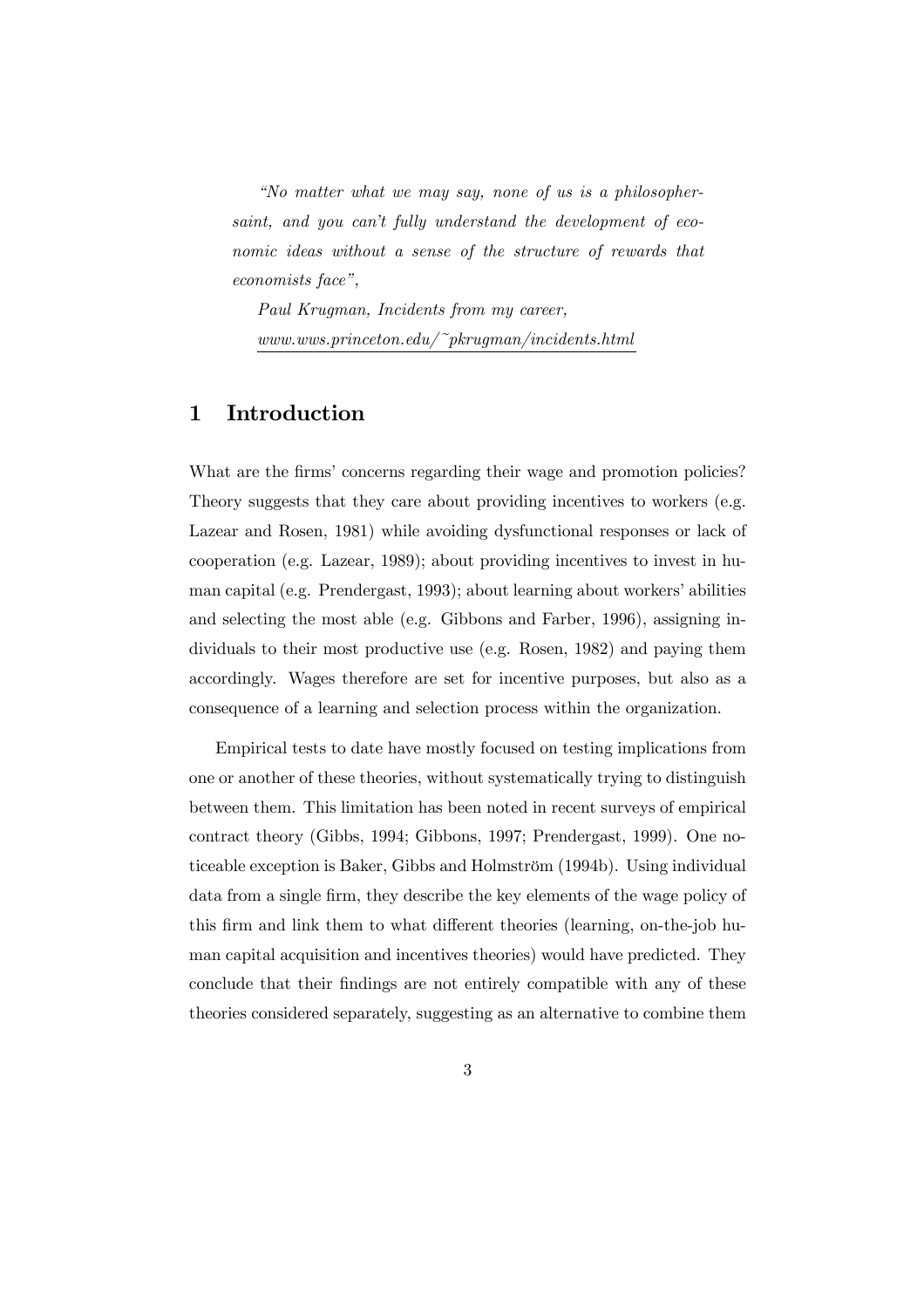*"No matter what we may say, none of us is a philosopher-saint, and you can't fully understand the development of economic ideas without a sense of the structure of rewards that economists face",*

*Paul Krugman, Incidents from my career,*
*www.wws.princeton.edu/~pkrugman/incidents.html*

## 1 Introduction

What are the firms' concerns regarding their wage and promotion policies? Theory suggests that they care about providing incentives to workers (e.g. Lazear and Rosen, 1981) while avoiding dysfunctional responses or lack of cooperation (e.g. Lazear, 1989); about providing incentives to invest in human capital (e.g. Prendergast, 1993); about learning about workers' abilities and selecting the most able (e.g. Gibbons and Farber, 1996), assigning individuals to their most productive use (e.g. Rosen, 1982) and paying them accordingly. Wages therefore are set for incentive purposes, but also as a consequence of a learning and selection process within the organization.

Empirical tests to date have mostly focused on testing implications from one or another of these theories, without systematically trying to distinguish between them. This limitation has been noted in recent surveys of empirical contract theory (Gibbs, 1994; Gibbons, 1997; Prendergast, 1999). One noticeable exception is Baker, Gibbs and Holmström (1994b). Using individual data from a single firm, they describe the key elements of the wage policy of this firm and link them to what different theories (learning, on-the-job human capital acquisition and incentives theories) would have predicted. They conclude that their findings are not entirely compatible with any of these theories considered separately, suggesting as an alternative to combine them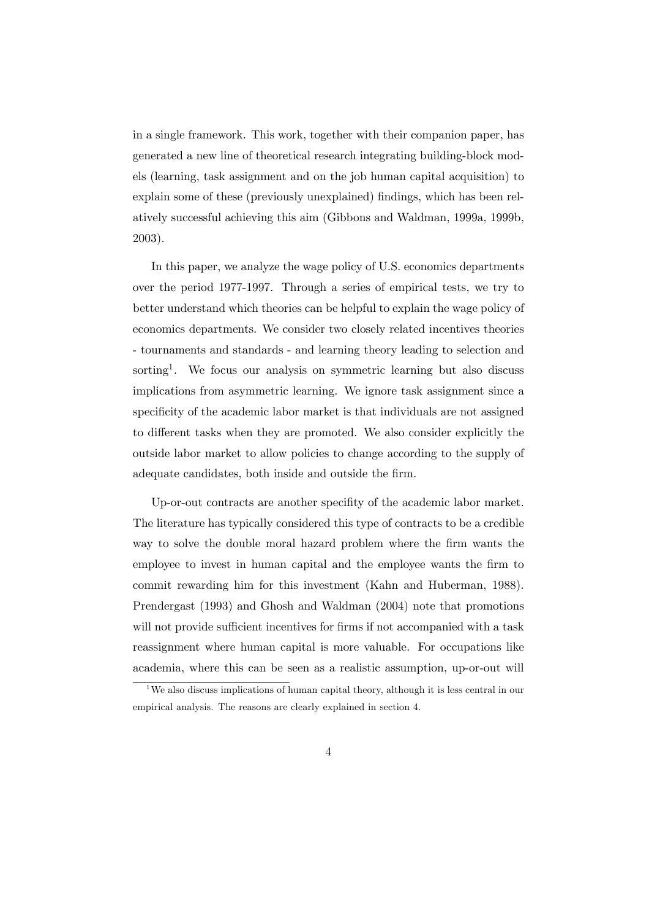in a single framework. This work, together with their companion paper, has generated a new line of theoretical research integrating building-block models (learning, task assignment and on the job human capital acquisition) to explain some of these (previously unexplained) findings, which has been relatively successful achieving this aim (Gibbons and Waldman, 1999a, 1999b, 2003).

In this paper, we analyze the wage policy of U.S. economics departments over the period 1977-1997. Through a series of empirical tests, we try to better understand which theories can be helpful to explain the wage policy of economics departments. We consider two closely related incentives theories - tournaments and standards - and learning theory leading to selection and sorting[1]. We focus our analysis on symmetric learning but also discuss implications from asymmetric learning. We ignore task assignment since a specificity of the academic labor market is that individuals are not assigned to different tasks when they are promoted. We also consider explicitly the outside labor market to allow policies to change according to the supply of adequate candidates, both inside and outside the firm.

Up-or-out contracts are another specifity of the academic labor market. The literature has typically considered this type of contracts to be a credible way to solve the double moral hazard problem where the firm wants the employee to invest in human capital and the employee wants the firm to commit rewarding him for this investment (Kahn and Huberman, 1988). Prendergast (1993) and Ghosh and Waldman (2004) note that promotions will not provide sufficient incentives for firms if not accompanied with a task reassignment where human capital is more valuable. For occupations like academia, where this can be seen as a realistic assumption, up-or-out will

[1] We also discuss implications of human capital theory, although it is less central in our empirical analysis. The reasons are clearly explained in section 4.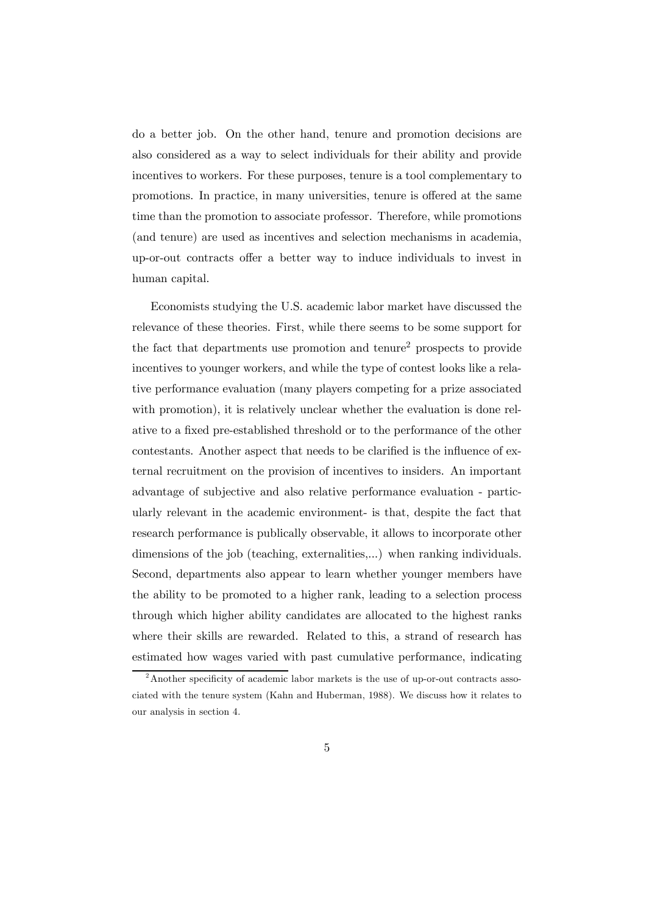do a better job. On the other hand, tenure and promotion decisions are also considered as a way to select individuals for their ability and provide incentives to workers. For these purposes, tenure is a tool complementary to promotions. In practice, in many universities, tenure is offered at the same time than the promotion to associate professor. Therefore, while promotions (and tenure) are used as incentives and selection mechanisms in academia, up-or-out contracts offer a better way to induce individuals to invest in human capital.

Economists studying the U.S. academic labor market have discussed the relevance of these theories. First, while there seems to be some support for the fact that departments use promotion and tenure[2] prospects to provide incentives to younger workers, and while the type of contest looks like a relative performance evaluation (many players competing for a prize associated with promotion), it is relatively unclear whether the evaluation is done relative to a fixed pre-established threshold or to the performance of the other contestants. Another aspect that needs to be clarified is the influence of external recruitment on the provision of incentives to insiders. An important advantage of subjective and also relative performance evaluation - particularly relevant in the academic environment- is that, despite the fact that research performance is publically observable, it allows to incorporate other dimensions of the job (teaching, externalities,...) when ranking individuals. Second, departments also appear to learn whether younger members have the ability to be promoted to a higher rank, leading to a selection process through which higher ability candidates are allocated to the highest ranks where their skills are rewarded. Related to this, a strand of research has estimated how wages varied with past cumulative performance, indicating

[2] Another specificity of academic labor markets is the use of up-or-out contracts associated with the tenure system (Kahn and Huberman, 1988). We discuss how it relates to our analysis in section 4.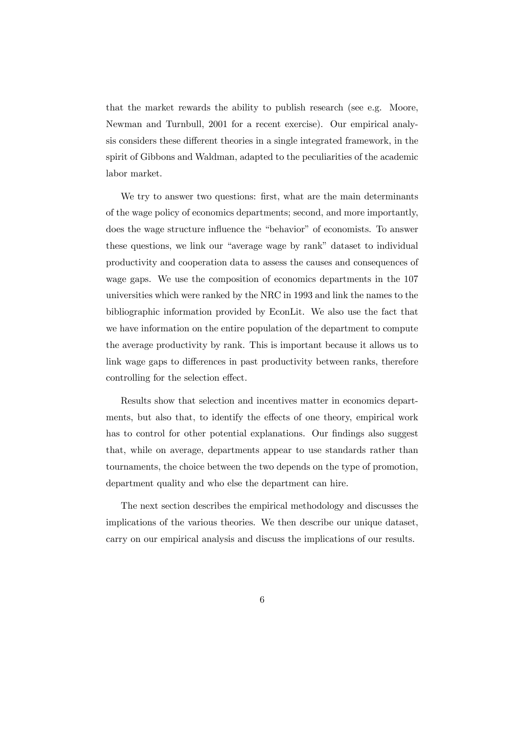that the market rewards the ability to publish research (see e.g. Moore, Newman and Turnbull, 2001 for a recent exercise). Our empirical analysis considers these different theories in a single integrated framework, in the spirit of Gibbons and Waldman, adapted to the peculiarities of the academic labor market.

We try to answer two questions: first, what are the main determinants of the wage policy of economics departments; second, and more importantly, does the wage structure influence the "behavior" of economists. To answer these questions, we link our "average wage by rank" dataset to individual productivity and cooperation data to assess the causes and consequences of wage gaps. We use the composition of economics departments in the 107 universities which were ranked by the NRC in 1993 and link the names to the bibliographic information provided by EconLit. We also use the fact that we have information on the entire population of the department to compute the average productivity by rank. This is important because it allows us to link wage gaps to differences in past productivity between ranks, therefore controlling for the selection effect.

Results show that selection and incentives matter in economics departments, but also that, to identify the effects of one theory, empirical work has to control for other potential explanations. Our findings also suggest that, while on average, departments appear to use standards rather than tournaments, the choice between the two depends on the type of promotion, department quality and who else the department can hire.

The next section describes the empirical methodology and discusses the implications of the various theories. We then describe our unique dataset, carry on our empirical analysis and discuss the implications of our results.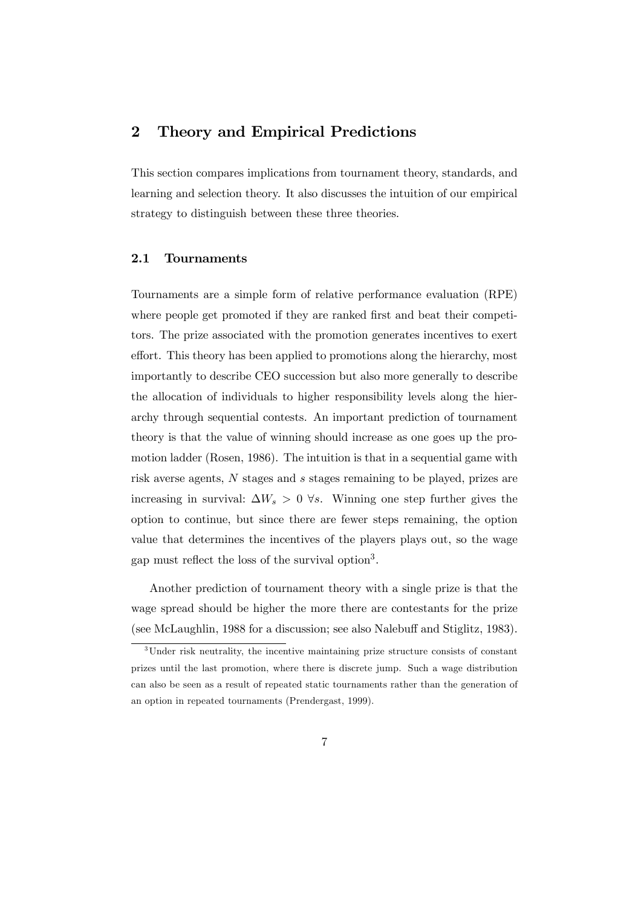## 2 Theory and Empirical Predictions

This section compares implications from tournament theory, standards, and learning and selection theory. It also discusses the intuition of our empirical strategy to distinguish between these three theories.

### 2.1 Tournaments

Tournaments are a simple form of relative performance evaluation (RPE) where people get promoted if they are ranked first and beat their competitors. The prize associated with the promotion generates incentives to exert effort. This theory has been applied to promotions along the hierarchy, most importantly to describe CEO succession but also more generally to describe the allocation of individuals to higher responsibility levels along the hierarchy through sequential contests. An important prediction of tournament theory is that the value of winning should increase as one goes up the promotion ladder (Rosen, 1986). The intuition is that in a sequential game with risk averse agents, $N$ stages and $s$ stages remaining to be played, prizes are increasing in survival: $\Delta W_s > 0 \; \forall s$. Winning one step further gives the option to continue, but since there are fewer steps remaining, the option value that determines the incentives of the players plays out, so the wage gap must reflect the loss of the survival option[3].

Another prediction of tournament theory with a single prize is that the wage spread should be higher the more there are contestants for the prize (see McLaughlin, 1988 for a discussion; see also Nalebuff and Stiglitz, 1983).

[3] Under risk neutrality, the incentive maintaining prize structure consists of constant prizes until the last promotion, where there is discrete jump. Such a wage distribution can also be seen as a result of repeated static tournaments rather than the generation of an option in repeated tournaments (Prendergast, 1999).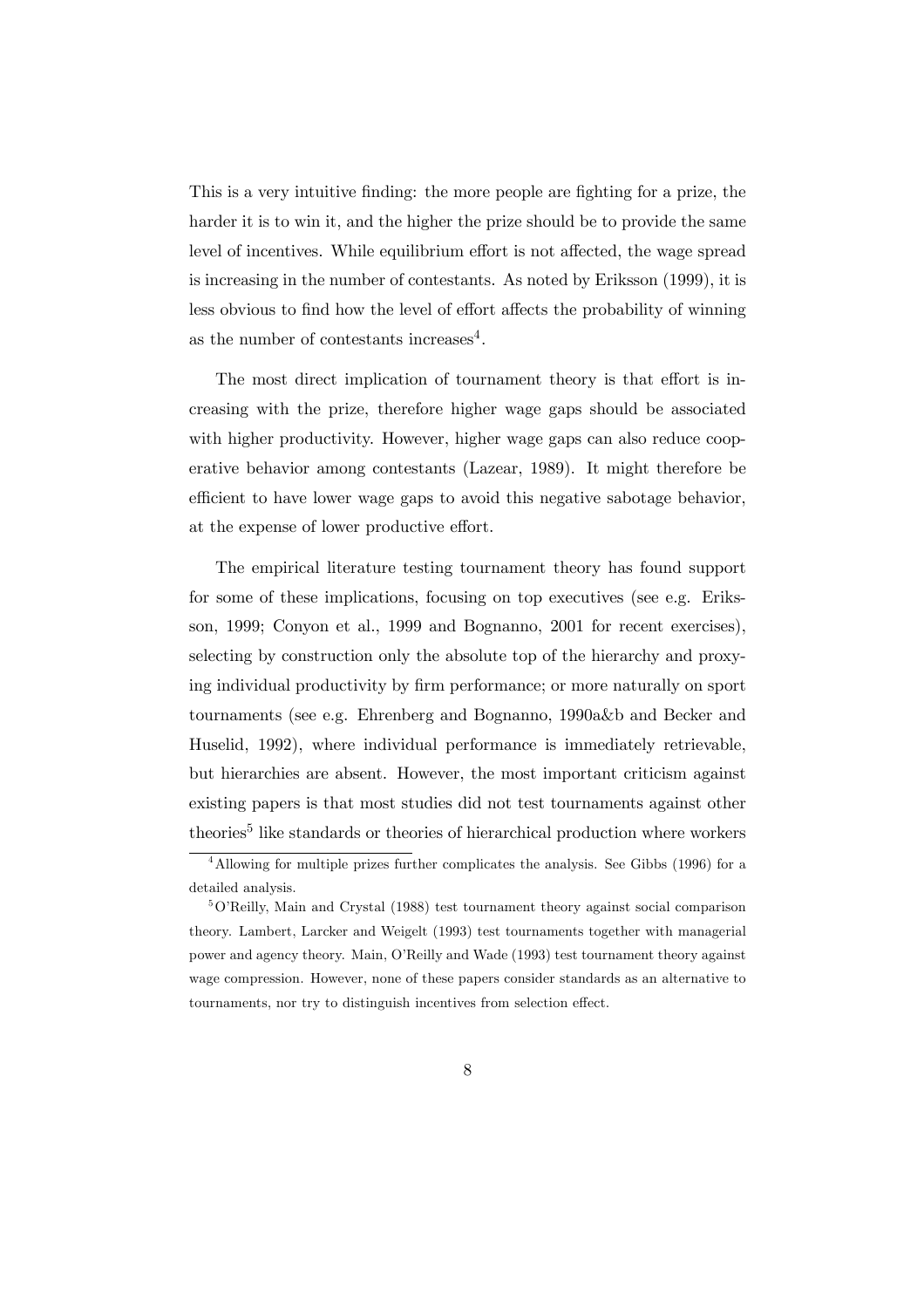This is a very intuitive finding: the more people are fighting for a prize, the harder it is to win it, and the higher the prize should be to provide the same level of incentives. While equilibrium effort is not affected, the wage spread is increasing in the number of contestants. As noted by Eriksson (1999), it is less obvious to find how the level of effort affects the probability of winning as the number of contestants increases[4].

The most direct implication of tournament theory is that effort is increasing with the prize, therefore higher wage gaps should be associated with higher productivity. However, higher wage gaps can also reduce cooperative behavior among contestants (Lazear, 1989). It might therefore be efficient to have lower wage gaps to avoid this negative sabotage behavior, at the expense of lower productive effort.

The empirical literature testing tournament theory has found support for some of these implications, focusing on top executives (see e.g. Eriksson, 1999; Conyon et al., 1999 and Bognanno, 2001 for recent exercises), selecting by construction only the absolute top of the hierarchy and proxying individual productivity by firm performance; or more naturally on sport tournaments (see e.g. Ehrenberg and Bognanno, 1990a&b and Becker and Huselid, 1992), where individual performance is immediately retrievable, but hierarchies are absent. However, the most important criticism against existing papers is that most studies did not test tournaments against other theories[5] like standards or theories of hierarchical production where workers

---

[4] Allowing for multiple prizes further complicates the analysis. See Gibbs (1996) for a detailed analysis.

[5] O'Reilly, Main and Crystal (1988) test tournament theory against social comparison theory. Lambert, Larcker and Weigelt (1993) test tournaments together with managerial power and agency theory. Main, O'Reilly and Wade (1993) test tournament theory against wage compression. However, none of these papers consider standards as an alternative to tournaments, nor try to distinguish incentives from selection effect.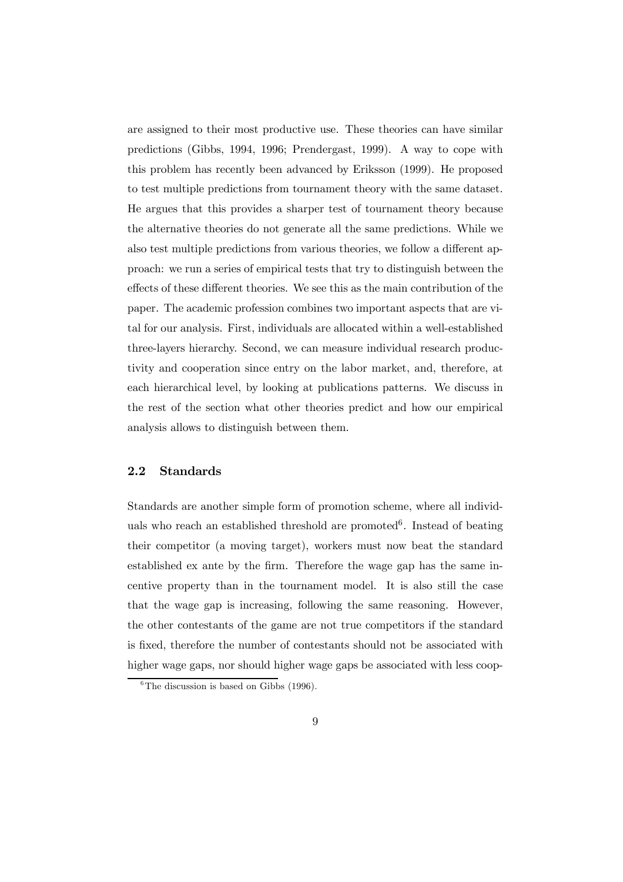are assigned to their most productive use. These theories can have similar predictions (Gibbs, 1994, 1996; Prendergast, 1999). A way to cope with this problem has recently been advanced by Eriksson (1999). He proposed to test multiple predictions from tournament theory with the same dataset. He argues that this provides a sharper test of tournament theory because the alternative theories do not generate all the same predictions. While we also test multiple predictions from various theories, we follow a different approach: we run a series of empirical tests that try to distinguish between the effects of these different theories. We see this as the main contribution of the paper. The academic profession combines two important aspects that are vital for our analysis. First, individuals are allocated within a well-established three-layers hierarchy. Second, we can measure individual research productivity and cooperation since entry on the labor market, and, therefore, at each hierarchical level, by looking at publications patterns. We discuss in the rest of the section what other theories predict and how our empirical analysis allows to distinguish between them.

### 2.2 Standards

Standards are another simple form of promotion scheme, where all individuals who reach an established threshold are promoted[6]. Instead of beating their competitor (a moving target), workers must now beat the standard established ex ante by the firm. Therefore the wage gap has the same incentive property than in the tournament model. It is also still the case that the wage gap is increasing, following the same reasoning. However, the other contestants of the game are not true competitors if the standard is fixed, therefore the number of contestants should not be associated with higher wage gaps, nor should higher wage gaps be associated with less coop-

[6] The discussion is based on Gibbs (1996).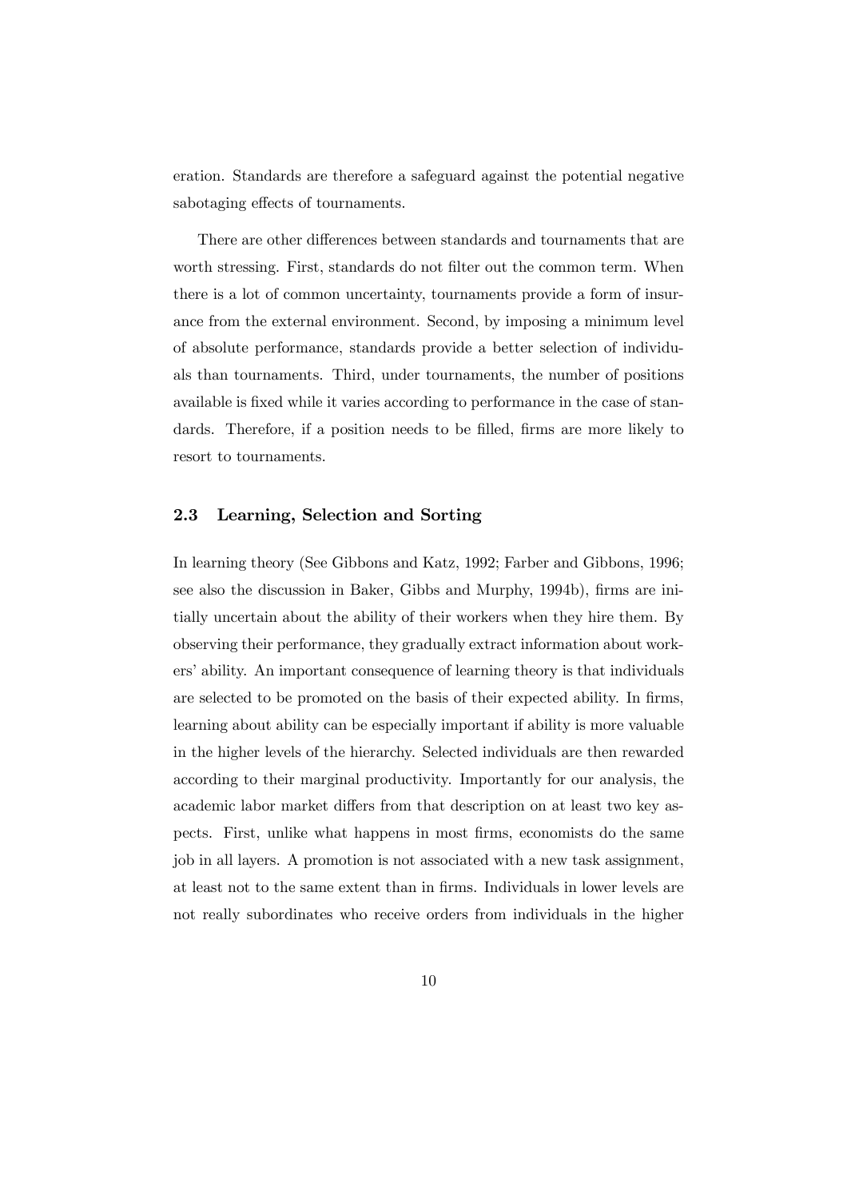eration. Standards are therefore a safeguard against the potential negative sabotaging effects of tournaments.

There are other differences between standards and tournaments that are worth stressing. First, standards do not filter out the common term. When there is a lot of common uncertainty, tournaments provide a form of insurance from the external environment. Second, by imposing a minimum level of absolute performance, standards provide a better selection of individuals than tournaments. Third, under tournaments, the number of positions available is fixed while it varies according to performance in the case of standards. Therefore, if a position needs to be filled, firms are more likely to resort to tournaments.

### 2.3 Learning, Selection and Sorting

In learning theory (See Gibbons and Katz, 1992; Farber and Gibbons, 1996; see also the discussion in Baker, Gibbs and Murphy, 1994b), firms are initially uncertain about the ability of their workers when they hire them. By observing their performance, they gradually extract information about workers' ability. An important consequence of learning theory is that individuals are selected to be promoted on the basis of their expected ability. In firms, learning about ability can be especially important if ability is more valuable in the higher levels of the hierarchy. Selected individuals are then rewarded according to their marginal productivity. Importantly for our analysis, the academic labor market differs from that description on at least two key aspects. First, unlike what happens in most firms, economists do the same job in all layers. A promotion is not associated with a new task assignment, at least not to the same extent than in firms. Individuals in lower levels are not really subordinates who receive orders from individuals in the higher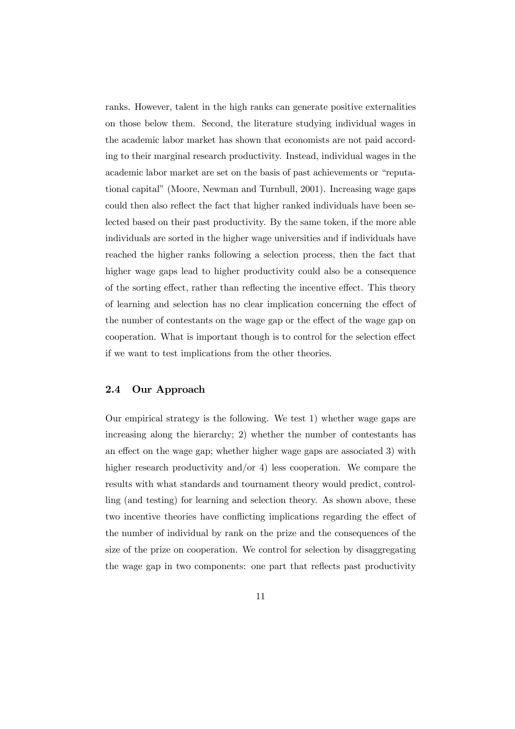ranks. However, talent in the high ranks can generate positive externalities on those below them. Second, the literature studying individual wages in the academic labor market has shown that economists are not paid according to their marginal research productivity. Instead, individual wages in the academic labor market are set on the basis of past achievements or "reputational capital" (Moore, Newman and Turnbull, 2001). Increasing wage gaps could then also reflect the fact that higher ranked individuals have been selected based on their past productivity. By the same token, if the more able individuals are sorted in the higher wage universities and if individuals have reached the higher ranks following a selection process, then the fact that higher wage gaps lead to higher productivity could also be a consequence of the sorting effect, rather than reflecting the incentive effect. This theory of learning and selection has no clear implication concerning the effect of the number of contestants on the wage gap or the effect of the wage gap on cooperation. What is important though is to control for the selection effect if we want to test implications from the other theories.

### 2.4 Our Approach

Our empirical strategy is the following. We test 1) whether wage gaps are increasing along the hierarchy; 2) whether the number of contestants has an effect on the wage gap; whether higher wage gaps are associated 3) with higher research productivity and/or 4) less cooperation. We compare the results with what standards and tournament theory would predict, controlling (and testing) for learning and selection theory. As shown above, these two incentive theories have conflicting implications regarding the effect of the number of individual by rank on the prize and the consequences of the size of the prize on cooperation. We control for selection by disaggregating the wage gap in two components: one part that reflects past productivity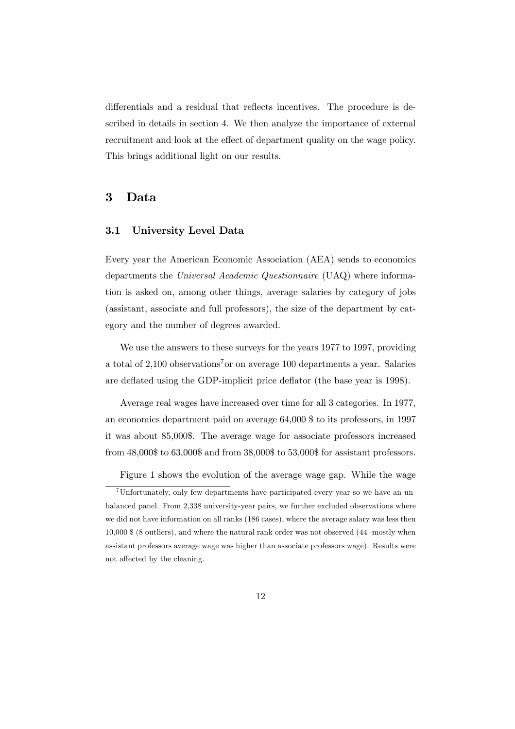differentials and a residual that reflects incentives. The procedure is described in details in section 4. We then analyze the importance of external recruitment and look at the effect of department quality on the wage policy. This brings additional light on our results.

# 3 Data

## 3.1 University Level Data

Every year the American Economic Association (AEA) sends to economics departments the *Universal Academic Questionnaire* (UAQ) where information is asked on, among other things, average salaries by category of jobs (assistant, associate and full professors), the size of the department by category and the number of degrees awarded.

We use the answers to these surveys for the years 1977 to 1997, providing a total of 2,100 observations[7]or on average 100 departments a year. Salaries are deflated using the GDP-implicit price deflator (the base year is 1998).

Average real wages have increased over time for all 3 categories. In 1977, an economics department paid on average 64,000 $ to its professors, in 1997 it was about 85,000$. The average wage for associate professors increased from 48,000$ to 63,000$ and from 38,000$ to 53,000$ for assistant professors.

Figure 1 shows the evolution of the average wage gap. While the wage

[7]Unfortunately, only few departments have participated every year so we have an unbalanced panel. From 2,338 university-year pairs, we further excluded observations where we did not have information on all ranks (186 cases), where the average salary was less then 10,000 $ (8 outliers), and where the natural rank order was not observed (44 -mostly when assistant professors average wage was higher than associate professors wage). Results were not affected by the cleaning.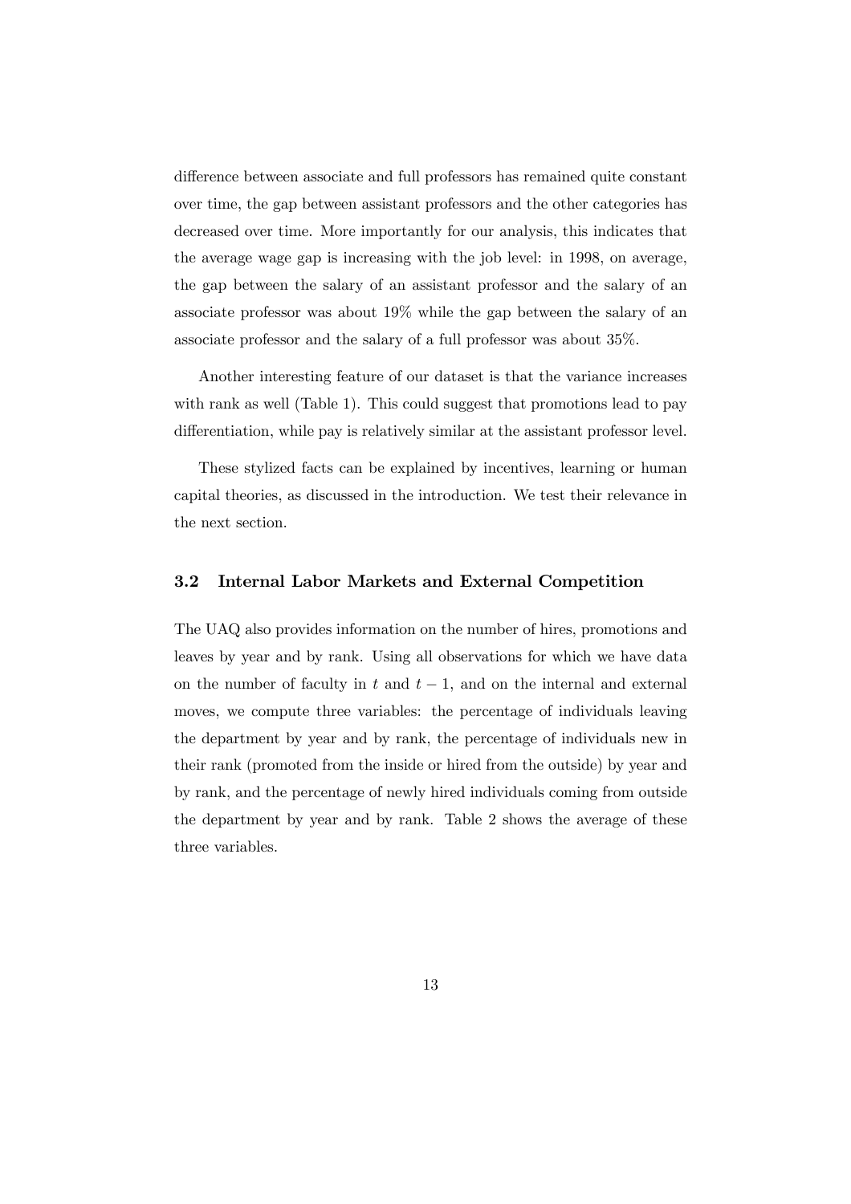difference between associate and full professors has remained quite constant over time, the gap between assistant professors and the other categories has decreased over time. More importantly for our analysis, this indicates that the average wage gap is increasing with the job level: in 1998, on average, the gap between the salary of an assistant professor and the salary of an associate professor was about 19% while the gap between the salary of an associate professor and the salary of a full professor was about 35%.

Another interesting feature of our dataset is that the variance increases with rank as well (Table 1). This could suggest that promotions lead to pay differentiation, while pay is relatively similar at the assistant professor level.

These stylized facts can be explained by incentives, learning or human capital theories, as discussed in the introduction. We test their relevance in the next section.

### 3.2 Internal Labor Markets and External Competition

The UAQ also provides information on the number of hires, promotions and leaves by year and by rank. Using all observations for which we have data on the number of faculty in $t$ and $t-1$, and on the internal and external moves, we compute three variables: the percentage of individuals leaving the department by year and by rank, the percentage of individuals new in their rank (promoted from the inside or hired from the outside) by year and by rank, and the percentage of newly hired individuals coming from outside the department by year and by rank. Table 2 shows the average of these three variables.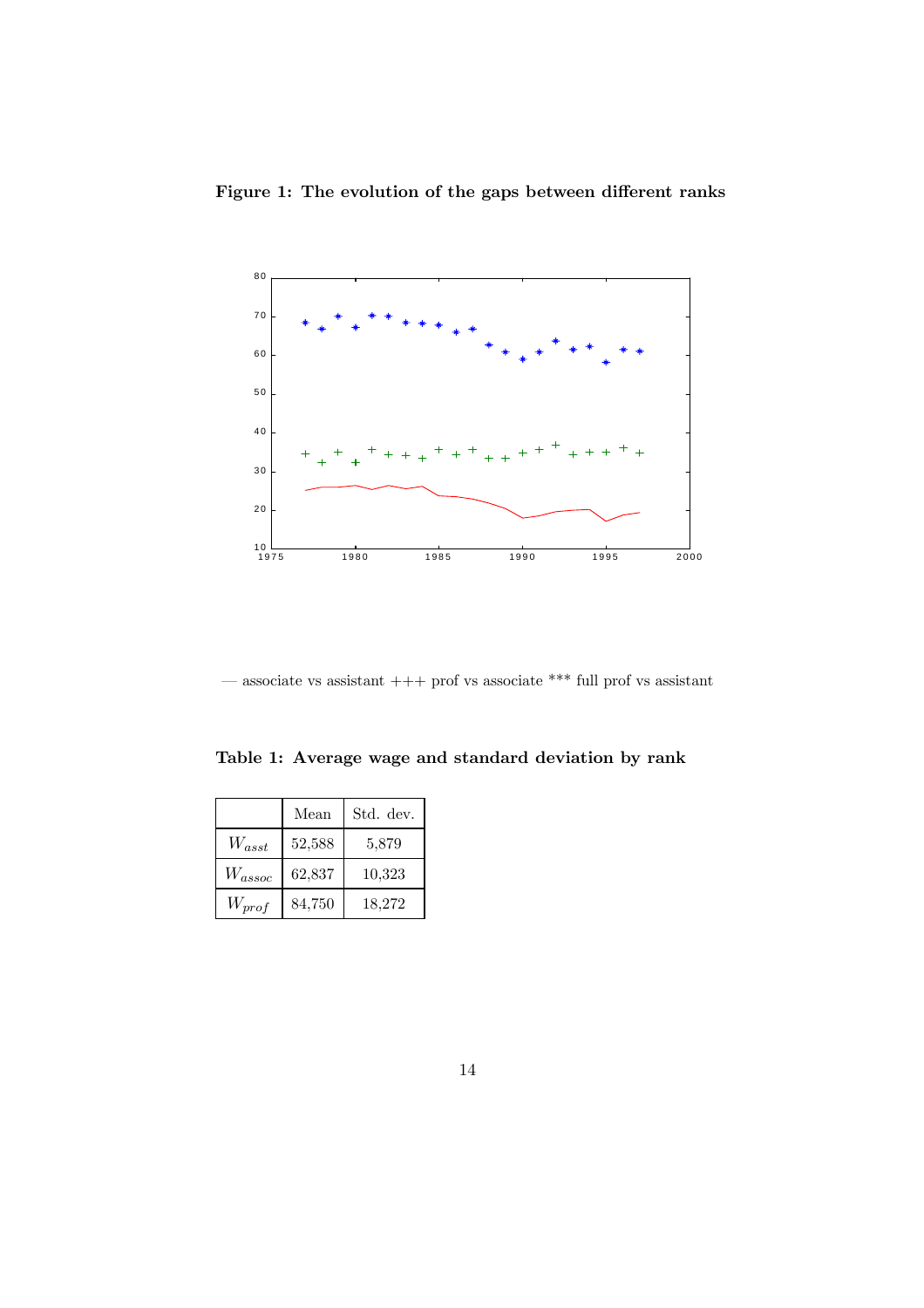**Figure 1: The evolution of the gaps between different ranks**

80
70
60
50
40
30
20
10
1975 1980 1985 1990 1995 2000

— associate vs assistant +++ prof vs associate *** full prof vs assistant

**Table 1: Average wage and standard deviation by rank**

| | Mean | Std. dev. |
|---|---|---|
| $W_{asst}$ | 52,588 | 5,879 |
| $W_{assoc}$ | 62,837 | 10,323 |
| $W_{prof}$ | 84,750 | 18,272 |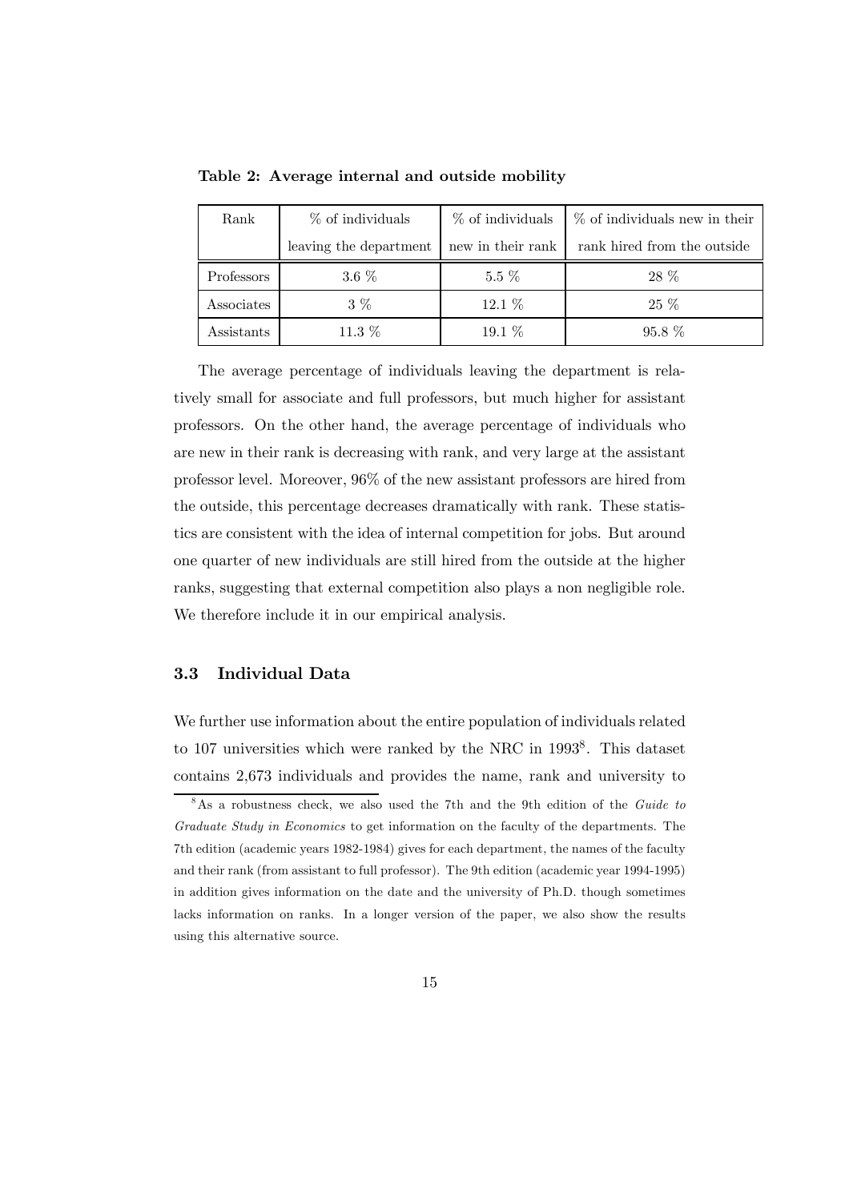**Table 2: Average internal and outside mobility**

| Rank | % of individuals leaving the department | % of individuals new in their rank | % of individuals new in their rank hired from the outside |
|---|---|---|---|
| Professors | 3.6 % | 5.5 % | 28 % |
| Associates | 3 % | 12.1 % | 25 % |
| Assistants | 11.3 % | 19.1 % | 95.8 % |

The average percentage of individuals leaving the department is relatively small for associate and full professors, but much higher for assistant professors. On the other hand, the average percentage of individuals who are new in their rank is decreasing with rank, and very large at the assistant professor level. Moreover, 96% of the new assistant professors are hired from the outside, this percentage decreases dramatically with rank. These statistics are consistent with the idea of internal competition for jobs. But around one quarter of new individuals are still hired from the outside at the higher ranks, suggesting that external competition also plays a non negligible role. We therefore include it in our empirical analysis.

### 3.3 Individual Data

We further use information about the entire population of individuals related to 107 universities which were ranked by the NRC in 1993[8]. This dataset contains 2,673 individuals and provides the name, rank and university to

[8] As a robustness check, we also used the 7th and the 9th edition of the *Guide to Graduate Study in Economics* to get information on the faculty of the departments. The 7th edition (academic years 1982-1984) gives for each department, the names of the faculty and their rank (from assistant to full professor). The 9th edition (academic year 1994-1995) in addition gives information on the date and the university of Ph.D. though sometimes lacks information on ranks. In a longer version of the paper, we also show the results using this alternative source.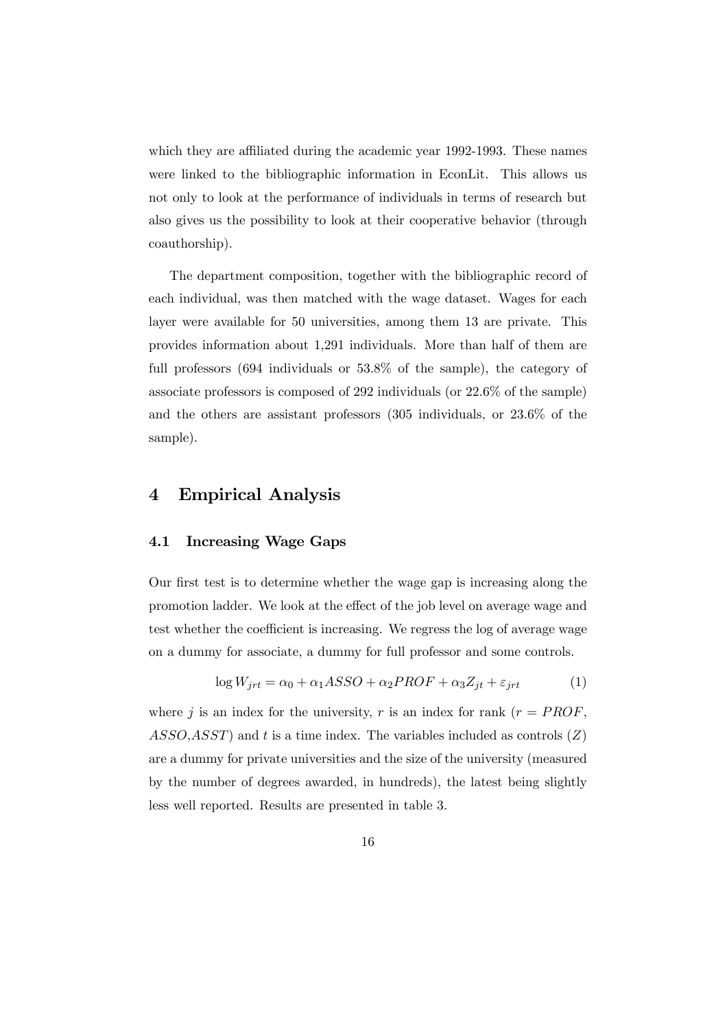which they are affiliated during the academic year 1992-1993. These names were linked to the bibliographic information in EconLit. This allows us not only to look at the performance of individuals in terms of research but also gives us the possibility to look at their cooperative behavior (through coauthorship).

The department composition, together with the bibliographic record of each individual, was then matched with the wage dataset. Wages for each layer were available for 50 universities, among them 13 are private. This provides information about 1,291 individuals. More than half of them are full professors (694 individuals or 53.8% of the sample), the category of associate professors is composed of 292 individuals (or 22.6% of the sample) and the others are assistant professors (305 individuals, or 23.6% of the sample).

## 4 Empirical Analysis

### 4.1 Increasing Wage Gaps

Our first test is to determine whether the wage gap is increasing along the promotion ladder. We look at the effect of the job level on average wage and test whether the coefficient is increasing. We regress the log of average wage on a dummy for associate, a dummy for full professor and some controls.

$$\log W_{jrt} = \alpha_0 + \alpha_1 ASSO + \alpha_2 PROF + \alpha_3 Z_{jt} + \varepsilon_{jrt} \tag{1}$$

where $j$ is an index for the university, $r$ is an index for rank ($r = PROF$, $ASSO$,$ASST$) and $t$ is a time index. The variables included as controls ($Z$) are a dummy for private universities and the size of the university (measured by the number of degrees awarded, in hundreds), the latest being slightly less well reported. Results are presented in table 3.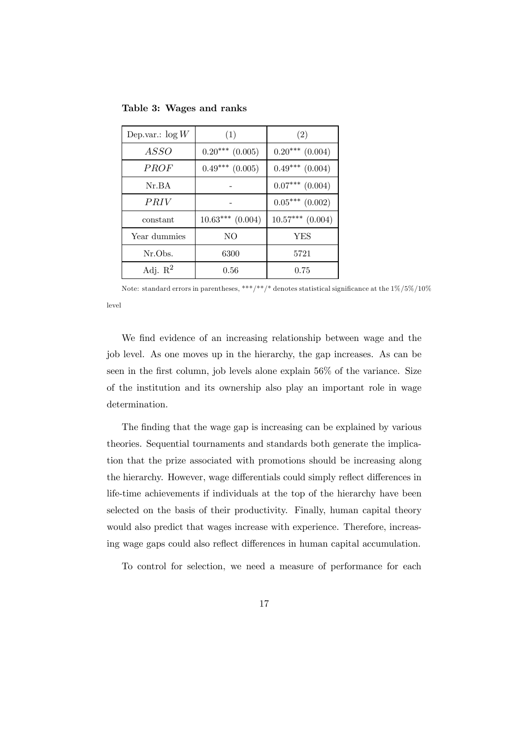**Table 3: Wages and ranks**

| Dep.var.: $\log W$ | (1) | (2) |
|---|---|---|
| $ASSO$ | $0.20^{***}$ (0.005) | $0.20^{***}$ (0.004) |
| $PROF$ | $0.49^{***}$ (0.005) | $0.49^{***}$ (0.004) |
| Nr.BA | - | $0.07^{***}$ (0.004) |
| $PRIV$ | - | $0.05^{***}$ (0.002) |
| constant | $10.63^{***}$ (0.004) | $10.57^{***}$ (0.004) |
| Year dummies | NO | YES |
| Nr.Obs. | 6300 | 5721 |
| Adj. $R^2$ | 0.56 | 0.75 |

Note: standard errors in parentheses, ***/**/* denotes statistical significance at the 1%/5%/10% level

We find evidence of an increasing relationship between wage and the job level. As one moves up in the hierarchy, the gap increases. As can be seen in the first column, job levels alone explain 56% of the variance. Size of the institution and its ownership also play an important role in wage determination.

The finding that the wage gap is increasing can be explained by various theories. Sequential tournaments and standards both generate the implication that the prize associated with promotions should be increasing along the hierarchy. However, wage differentials could simply reflect differences in life-time achievements if individuals at the top of the hierarchy have been selected on the basis of their productivity. Finally, human capital theory would also predict that wages increase with experience. Therefore, increasing wage gaps could also reflect differences in human capital accumulation.

To control for selection, we need a measure of performance for each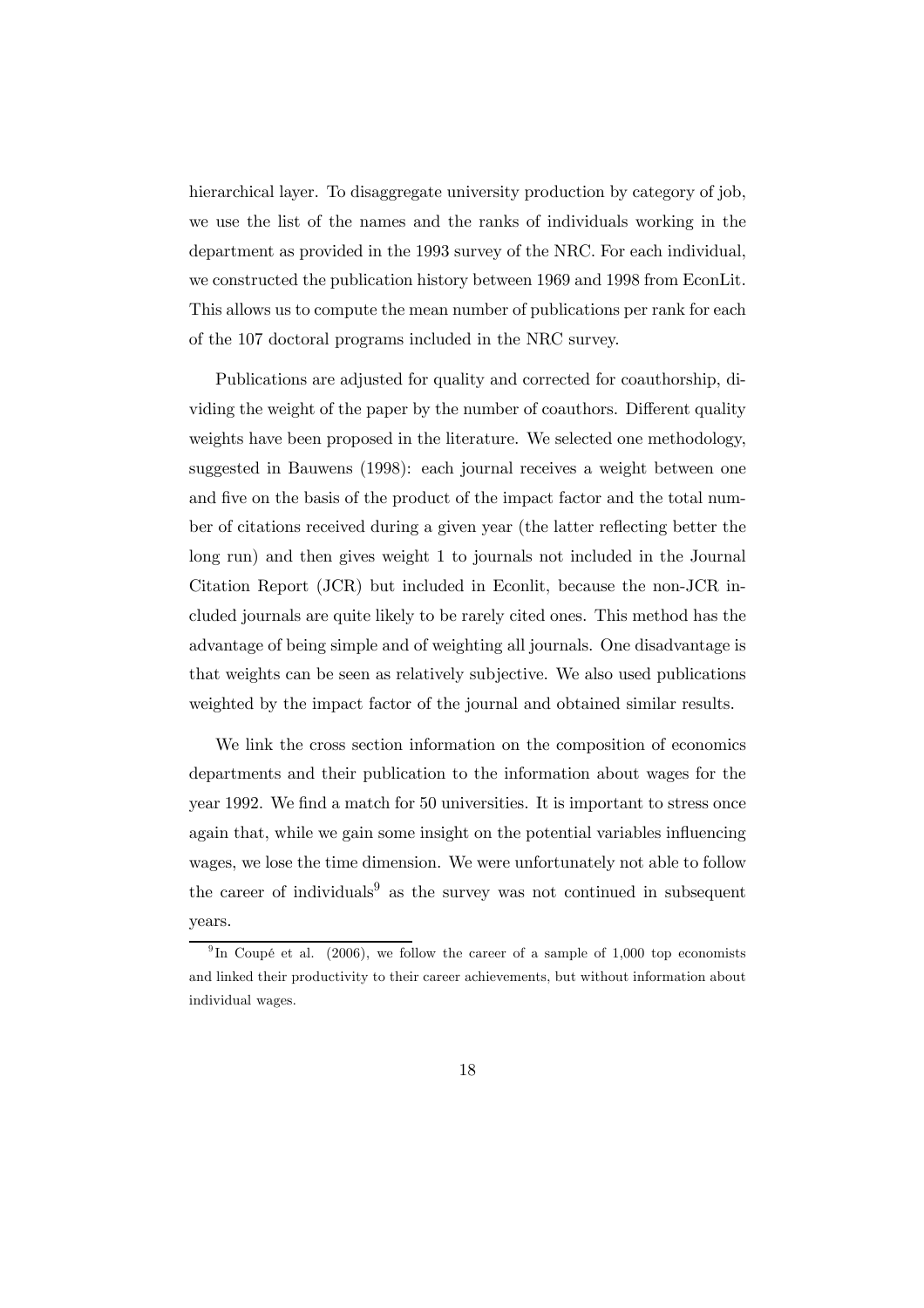hierarchical layer. To disaggregate university production by category of job, we use the list of the names and the ranks of individuals working in the department as provided in the 1993 survey of the NRC. For each individual, we constructed the publication history between 1969 and 1998 from EconLit. This allows us to compute the mean number of publications per rank for each of the 107 doctoral programs included in the NRC survey.

Publications are adjusted for quality and corrected for coauthorship, dividing the weight of the paper by the number of coauthors. Different quality weights have been proposed in the literature. We selected one methodology, suggested in Bauwens (1998): each journal receives a weight between one and five on the basis of the product of the impact factor and the total number of citations received during a given year (the latter reflecting better the long run) and then gives weight 1 to journals not included in the Journal Citation Report (JCR) but included in Econlit, because the non-JCR included journals are quite likely to be rarely cited ones. This method has the advantage of being simple and of weighting all journals. One disadvantage is that weights can be seen as relatively subjective. We also used publications weighted by the impact factor of the journal and obtained similar results.

We link the cross section information on the composition of economics departments and their publication to the information about wages for the year 1992. We find a match for 50 universities. It is important to stress once again that, while we gain some insight on the potential variables influencing wages, we lose the time dimension. We were unfortunately not able to follow the career of individuals[9] as the survey was not continued in subsequent years.

[9] In Coupé et al. (2006), we follow the career of a sample of 1,000 top economists and linked their productivity to their career achievements, but without information about individual wages.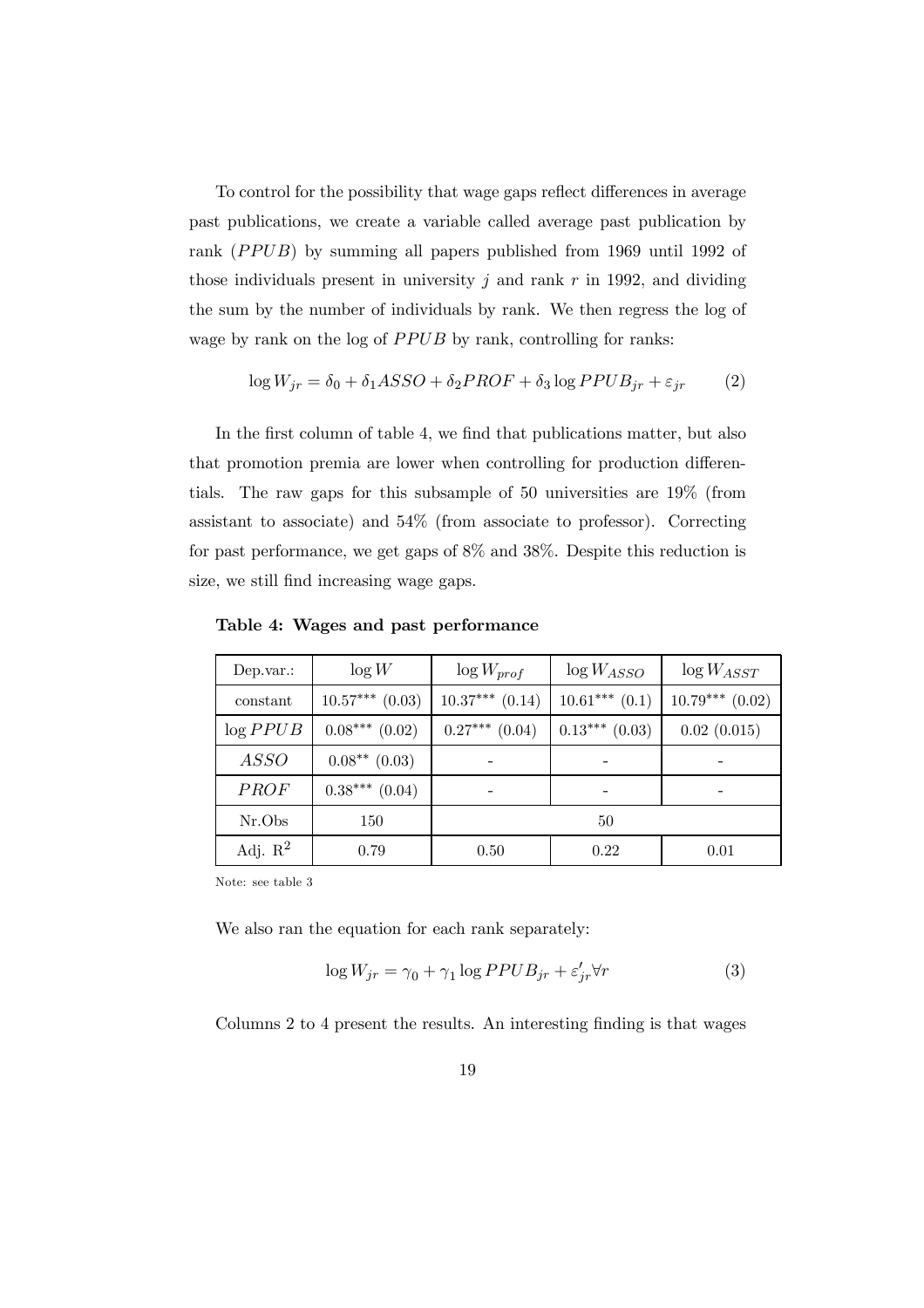To control for the possibility that wage gaps reflect differences in average past publications, we create a variable called average past publication by rank ($PPUB$) by summing all papers published from 1969 until 1992 of those individuals present in university $j$ and rank $r$ in 1992, and dividing the sum by the number of individuals by rank. We then regress the log of wage by rank on the log of $PPUB$ by rank, controlling for ranks:

$$\log W_{jr} = \delta_0 + \delta_1 ASSO + \delta_2 PROF + \delta_3 \log PPUB_{jr} + \varepsilon_{jr} \qquad (2)$$

In the first column of table 4, we find that publications matter, but also that promotion premia are lower when controlling for production differentials. The raw gaps for this subsample of 50 universities are 19% (from assistant to associate) and 54% (from associate to professor). Correcting for past performance, we get gaps of 8% and 38%. Despite this reduction is size, we still find increasing wage gaps.

**Table 4: Wages and past performance**

| Dep.var.: | $\log W$ | $\log W_{prof}$ | $\log W_{ASSO}$ | $\log W_{ASST}$ |
|---|---|---|---|---|
| constant | $10.57^{***}$ (0.03) | $10.37^{***}$ (0.14) | $10.61^{***}$ (0.1) | $10.79^{***}$ (0.02) |
| $\log PPUB$ | $0.08^{***}$ (0.02) | $0.27^{***}$ (0.04) | $0.13^{***}$ (0.03) | 0.02 (0.015) |
| $ASSO$ | $0.08^{**}$ (0.03) | - | - | - |
| $PROF$ | $0.38^{***}$ (0.04) | - | - | - |
| Nr.Obs | 150 | 50 | | |
| Adj. $R^2$ | 0.79 | 0.50 | 0.22 | 0.01 |

Note: see table 3

We also ran the equation for each rank separately:

$$\log W_{jr} = \gamma_0 + \gamma_1 \log PPUB_{jr} + \varepsilon'_{jr} \forall r \qquad (3)$$

Columns 2 to 4 present the results. An interesting finding is that wages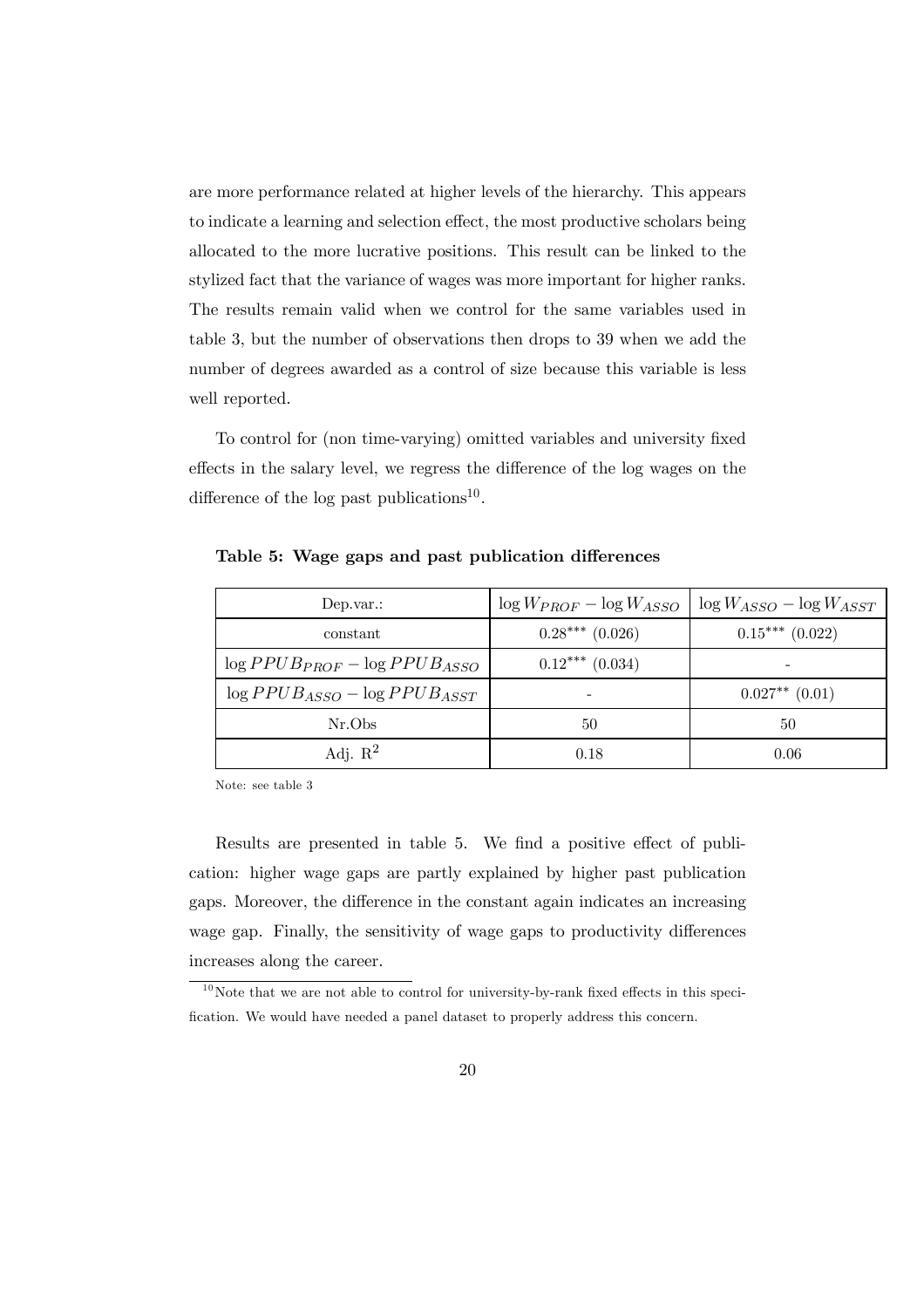are more performance related at higher levels of the hierarchy. This appears to indicate a learning and selection effect, the most productive scholars being allocated to the more lucrative positions. This result can be linked to the stylized fact that the variance of wages was more important for higher ranks. The results remain valid when we control for the same variables used in table 3, but the number of observations then drops to 39 when we add the number of degrees awarded as a control of size because this variable is less well reported.

To control for (non time-varying) omitted variables and university fixed effects in the salary level, we regress the difference of the log wages on the difference of the log past publications[10].

**Table 5: Wage gaps and past publication differences**

| Dep.var.: | $\log W_{PROF} - \log W_{ASSO}$ | $\log W_{ASSO} - \log W_{ASST}$ |
|---|---|---|
| constant | $0.28^{***}$ (0.026) | $0.15^{***}$ (0.022) |
| $\log PPUB_{PROF} - \log PPUB_{ASSO}$ | $0.12^{***}$ (0.034) | - |
| $\log PPUB_{ASSO} - \log PPUB_{ASST}$ | - | $0.027^{**}$ (0.01) |
| Nr.Obs | 50 | 50 |
| Adj. $R^2$ | 0.18 | 0.06 |

Note: see table 3

Results are presented in table 5. We find a positive effect of publication: higher wage gaps are partly explained by higher past publication gaps. Moreover, the difference in the constant again indicates an increasing wage gap. Finally, the sensitivity of wage gaps to productivity differences increases along the career.

[10] Note that we are not able to control for university-by-rank fixed effects in this specification. We would have needed a panel dataset to properly address this concern.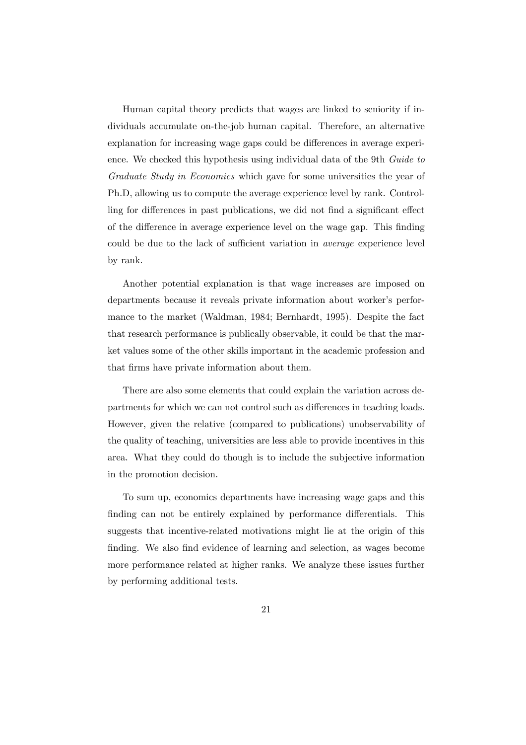Human capital theory predicts that wages are linked to seniority if individuals accumulate on-the-job human capital. Therefore, an alternative explanation for increasing wage gaps could be differences in average experience. We checked this hypothesis using individual data of the 9th *Guide to Graduate Study in Economics* which gave for some universities the year of Ph.D, allowing us to compute the average experience level by rank. Controlling for differences in past publications, we did not find a significant effect of the difference in average experience level on the wage gap. This finding could be due to the lack of sufficient variation in *average* experience level by rank.

Another potential explanation is that wage increases are imposed on departments because it reveals private information about worker's performance to the market (Waldman, 1984; Bernhardt, 1995). Despite the fact that research performance is publically observable, it could be that the market values some of the other skills important in the academic profession and that firms have private information about them.

There are also some elements that could explain the variation across departments for which we can not control such as differences in teaching loads. However, given the relative (compared to publications) unobservability of the quality of teaching, universities are less able to provide incentives in this area. What they could do though is to include the subjective information in the promotion decision.

To sum up, economics departments have increasing wage gaps and this finding can not be entirely explained by performance differentials. This suggests that incentive-related motivations might lie at the origin of this finding. We also find evidence of learning and selection, as wages become more performance related at higher ranks. We analyze these issues further by performing additional tests.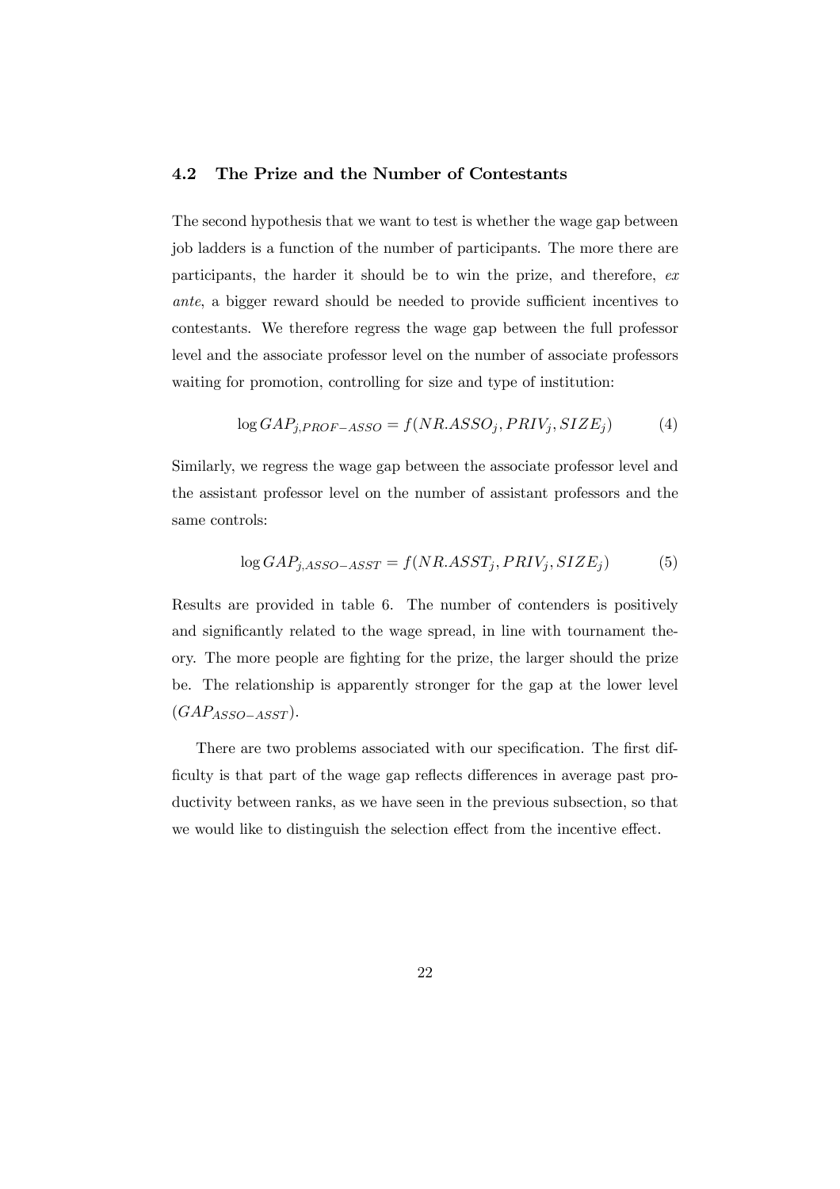### 4.2 The Prize and the Number of Contestants

The second hypothesis that we want to test is whether the wage gap between job ladders is a function of the number of participants. The more there are participants, the harder it should be to win the prize, and therefore, *ex ante*, a bigger reward should be needed to provide sufficient incentives to contestants. We therefore regress the wage gap between the full professor level and the associate professor level on the number of associate professors waiting for promotion, controlling for size and type of institution:

$$\log GAP_{j,PROF-ASSO} = f(NR.ASSO_j, PRIV_j, SIZE_j) \tag{4}$$

Similarly, we regress the wage gap between the associate professor level and the assistant professor level on the number of assistant professors and the same controls:

$$\log GAP_{j,ASSO-ASST} = f(NR.ASST_j, PRIV_j, SIZE_j) \tag{5}$$

Results are provided in table 6. The number of contenders is positively and significantly related to the wage spread, in line with tournament theory. The more people are fighting for the prize, the larger should the prize be. The relationship is apparently stronger for the gap at the lower level ($GAP_{ASSO-ASST}$).

There are two problems associated with our specification. The first difficulty is that part of the wage gap reflects differences in average past productivity between ranks, as we have seen in the previous subsection, so that we would like to distinguish the selection effect from the incentive effect.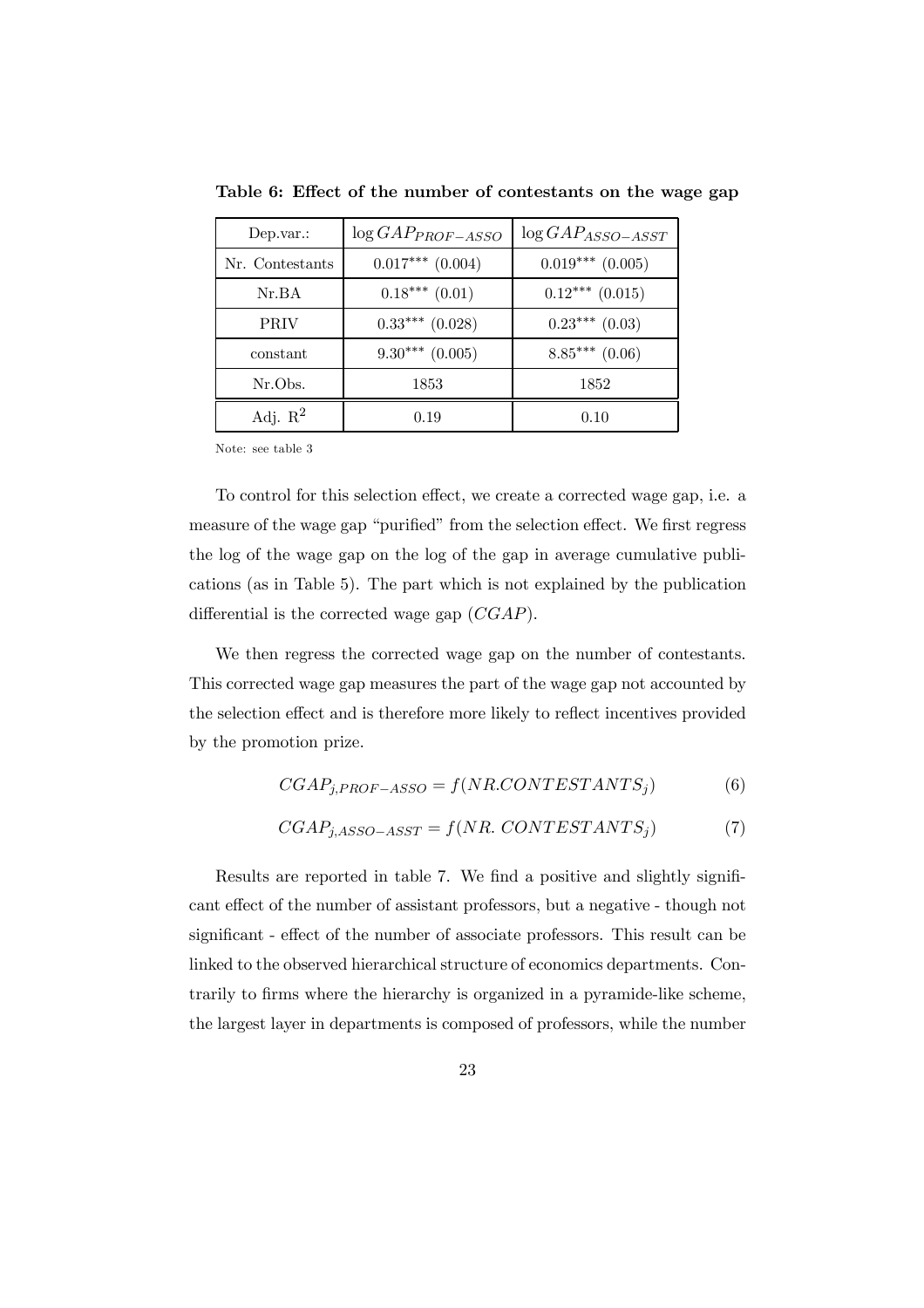**Table 6: Effect of the number of contestants on the wage gap**

| Dep.var.: | $\log GAP_{PROF-ASSO}$ | $\log GAP_{ASSO-ASST}$ |
|---|---|---|
| Nr. Contestants | $0.017^{***}$ (0.004) | $0.019^{***}$ (0.005) |
| Nr.BA | $0.18^{***}$ (0.01) | $0.12^{***}$ (0.015) |
| PRIV | $0.33^{***}$ (0.028) | $0.23^{***}$ (0.03) |
| constant | $9.30^{***}$ (0.005) | $8.85^{***}$ (0.06) |
| Nr.Obs. | 1853 | 1852 |
| Adj. $R^2$ | 0.19 | 0.10 |

Note: see table 3

To control for this selection effect, we create a corrected wage gap, i.e. a measure of the wage gap "purified" from the selection effect. We first regress the log of the wage gap on the log of the gap in average cumulative publications (as in Table 5). The part which is not explained by the publication differential is the corrected wage gap ($CGAP$).

We then regress the corrected wage gap on the number of contestants. This corrected wage gap measures the part of the wage gap not accounted by the selection effect and is therefore more likely to reflect incentives provided by the promotion prize.

$$CGAP_{j,PROF-ASSO} = f(NR.CONTESTANTS_j) \tag{6}$$

$$CGAP_{j,ASSO-ASST} = f(NR.\ CONTESTANTS_j) \tag{7}$$

Results are reported in table 7. We find a positive and slightly significant effect of the number of assistant professors, but a negative - though not significant - effect of the number of associate professors. This result can be linked to the observed hierarchical structure of economics departments. Contrarily to firms where the hierarchy is organized in a pyramide-like scheme, the largest layer in departments is composed of professors, while the number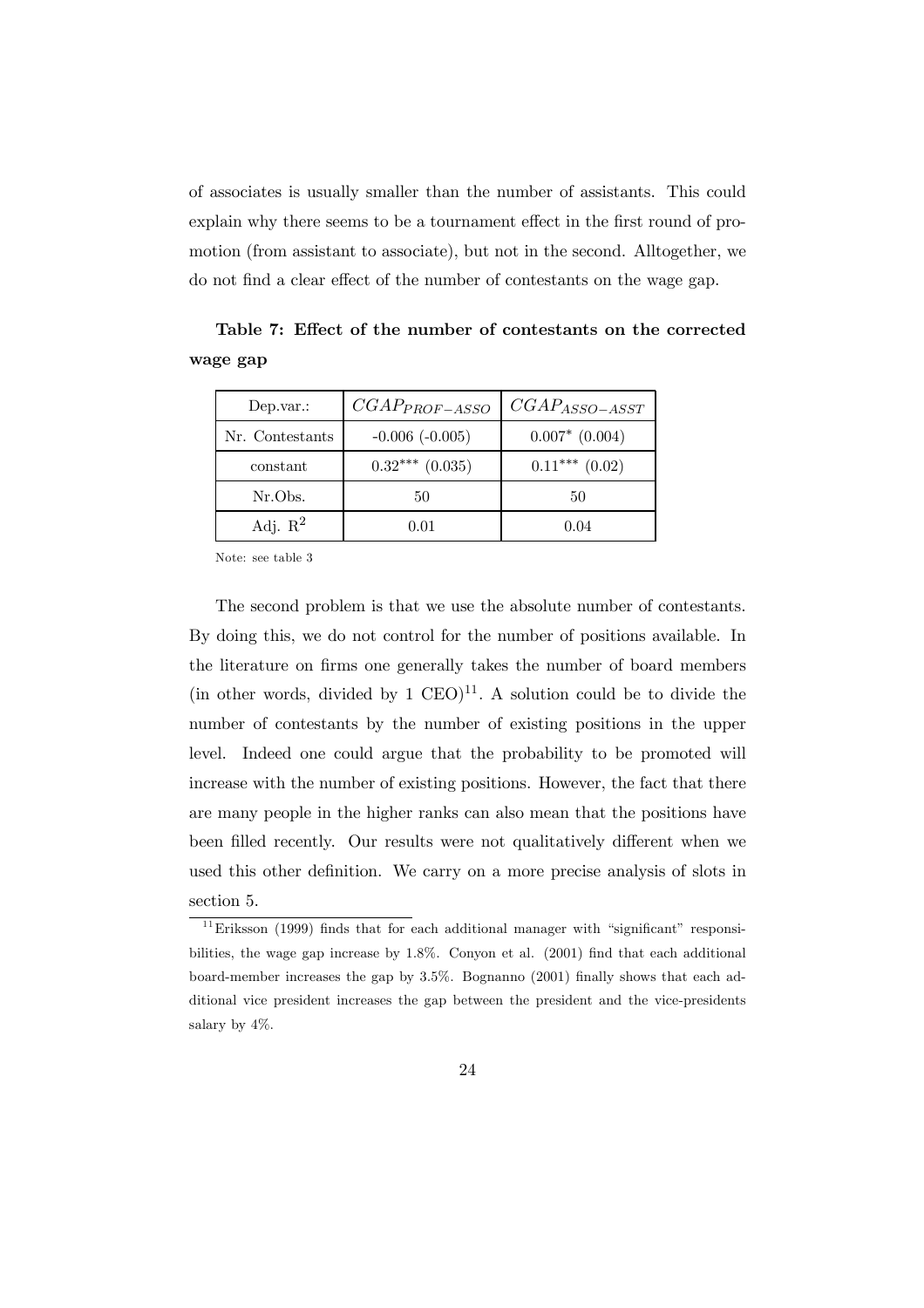of associates is usually smaller than the number of assistants. This could explain why there seems to be a tournament effect in the first round of promotion (from assistant to associate), but not in the second. Alltogether, we do not find a clear effect of the number of contestants on the wage gap.

**Table 7: Effect of the number of contestants on the corrected wage gap**

| Dep.var.: | $CGAP_{PROF-ASSO}$ | $CGAP_{ASSO-ASST}$ |
|---|---|---|
| Nr. Contestants | -0.006 (-0.005) | $0.007^{*}$ (0.004) |
| constant | $0.32^{***}$ (0.035) | $0.11^{***}$ (0.02) |
| Nr.Obs. | 50 | 50 |
| Adj. $R^2$ | 0.01 | 0.04 |

Note: see table 3

The second problem is that we use the absolute number of contestants. By doing this, we do not control for the number of positions available. In the literature on firms one generally takes the number of board members (in other words, divided by 1 CEO)[11]. A solution could be to divide the number of contestants by the number of existing positions in the upper level. Indeed one could argue that the probability to be promoted will increase with the number of existing positions. However, the fact that there are many people in the higher ranks can also mean that the positions have been filled recently. Our results were not qualitatively different when we used this other definition. We carry on a more precise analysis of slots in section 5.

[11] Eriksson (1999) finds that for each additional manager with "significant" responsibilities, the wage gap increase by 1.8%. Conyon et al. (2001) find that each additional board-member increases the gap by 3.5%. Bognanno (2001) finally shows that each additional vice president increases the gap between the president and the vice-presidents salary by 4%.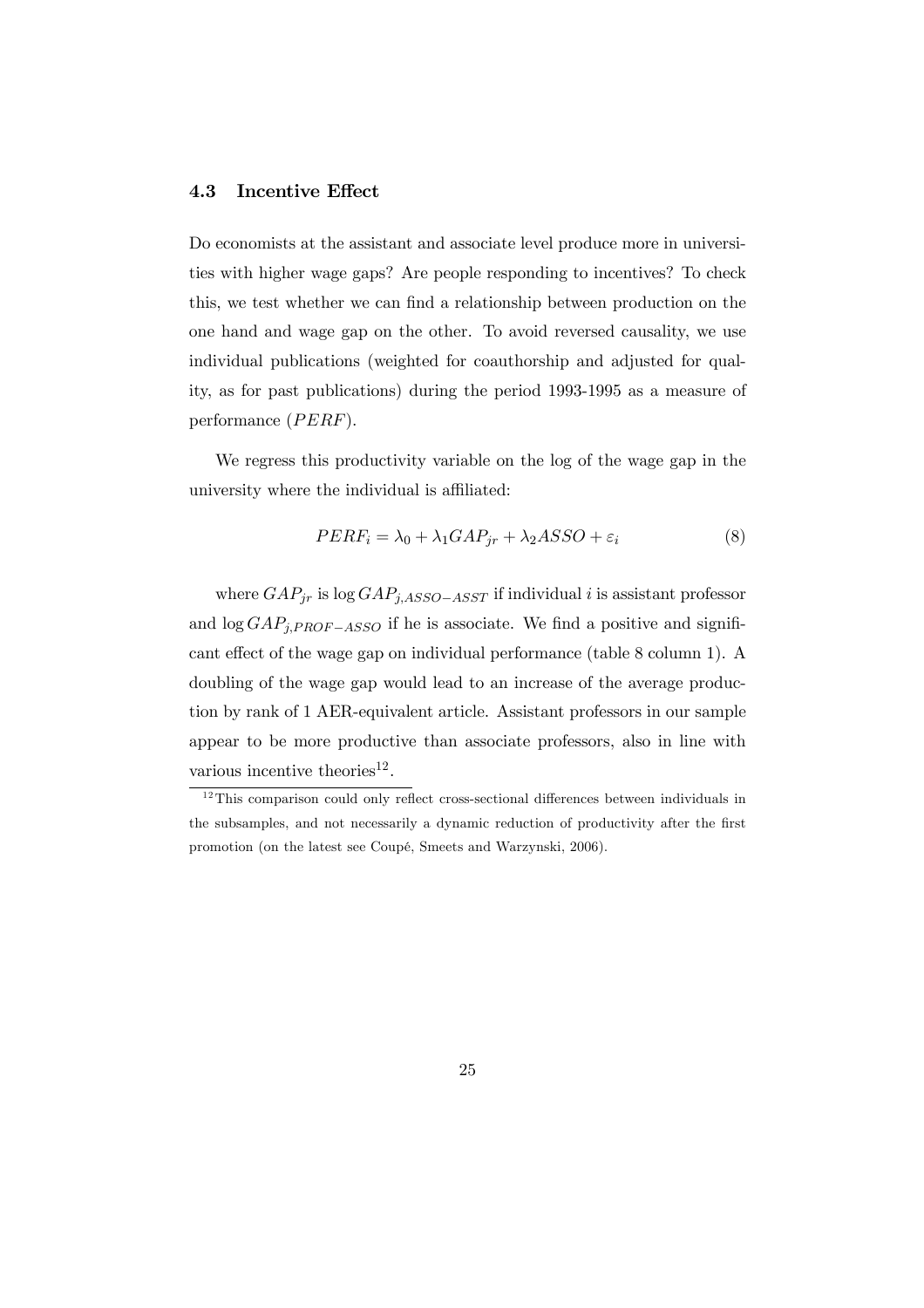### 4.3 Incentive Effect

Do economists at the assistant and associate level produce more in universities with higher wage gaps? Are people responding to incentives? To check this, we test whether we can find a relationship between production on the one hand and wage gap on the other. To avoid reversed causality, we use individual publications (weighted for coauthorship and adjusted for quality, as for past publications) during the period 1993-1995 as a measure of performance ($PERF$).

We regress this productivity variable on the log of the wage gap in the university where the individual is affiliated:

$$PERF_i = \lambda_0 + \lambda_1 GAP_{jr} + \lambda_2 ASSO + \varepsilon_i \tag{8}$$

where $GAP_{jr}$ is $\log GAP_{j,ASSO-ASST}$ if individual $i$ is assistant professor and $\log GAP_{j,PROF-ASSO}$ if he is associate. We find a positive and significant effect of the wage gap on individual performance (table 8 column 1). A doubling of the wage gap would lead to an increase of the average production by rank of 1 AER-equivalent article. Assistant professors in our sample appear to be more productive than associate professors, also in line with various incentive theories[12].

[12] This comparison could only reflect cross-sectional differences between individuals in the subsamples, and not necessarily a dynamic reduction of productivity after the first promotion (on the latest see Coupé, Smeets and Warzynski, 2006).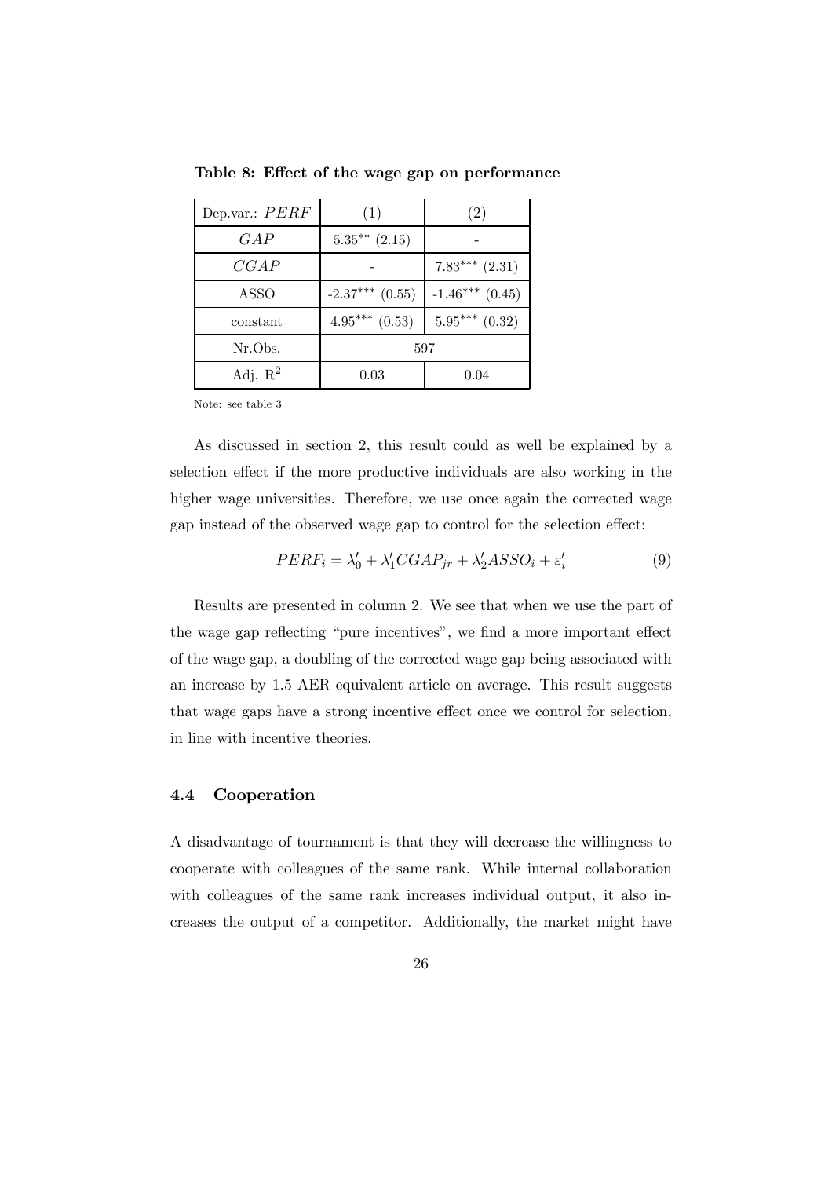**Table 8: Effect of the wage gap on performance**

| Dep.var.: $PERF$ | (1) | (2) |
|---|---|---|
| $GAP$ | $5.35^{**}$ (2.15) | - |
| $CGAP$ | - | $7.83^{***}$ (2.31) |
| ASSO | $-2.37^{***}$ (0.55) | $-1.46^{***}$ (0.45) |
| constant | $4.95^{***}$ (0.53) | $5.95^{***}$ (0.32) |
| Nr.Obs. | 597 | |
| Adj. $R^2$ | 0.03 | 0.04 |

Note: see table 3

As discussed in section 2, this result could as well be explained by a selection effect if the more productive individuals are also working in the higher wage universities. Therefore, we use once again the corrected wage gap instead of the observed wage gap to control for the selection effect:

$$PERF_i = \lambda_0' + \lambda_1' CGAP_{jr} + \lambda_2' ASSO_i + \varepsilon_i' \tag{9}$$

Results are presented in column 2. We see that when we use the part of the wage gap reflecting "pure incentives", we find a more important effect of the wage gap, a doubling of the corrected wage gap being associated with an increase by 1.5 AER equivalent article on average. This result suggests that wage gaps have a strong incentive effect once we control for selection, in line with incentive theories.

### 4.4 Cooperation

A disadvantage of tournament is that they will decrease the willingness to cooperate with colleagues of the same rank. While internal collaboration with colleagues of the same rank increases individual output, it also increases the output of a competitor. Additionally, the market might have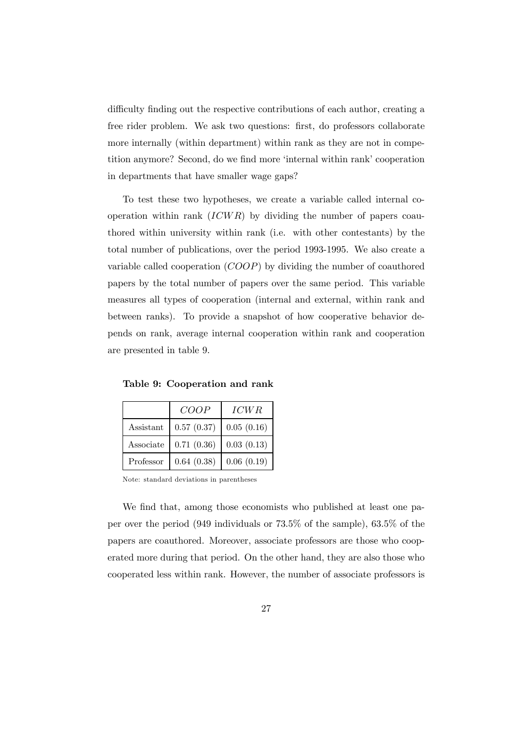difficulty finding out the respective contributions of each author, creating a free rider problem. We ask two questions: first, do professors collaborate more internally (within department) within rank as they are not in competition anymore? Second, do we find more 'internal within rank' cooperation in departments that have smaller wage gaps?

To test these two hypotheses, we create a variable called internal cooperation within rank ($ICWR$) by dividing the number of papers coauthored within university within rank (i.e. with other contestants) by the total number of publications, over the period 1993-1995. We also create a variable called cooperation ($COOP$) by dividing the number of coauthored papers by the total number of papers over the same period. This variable measures all types of cooperation (internal and external, within rank and between ranks). To provide a snapshot of how cooperative behavior depends on rank, average internal cooperation within rank and cooperation are presented in table 9.

**Table 9: Cooperation and rank**

| | $COOP$ | $ICWR$ |
|---|---|---|
| Assistant | 0.57 (0.37) | 0.05 (0.16) |
| Associate | 0.71 (0.36) | 0.03 (0.13) |
| Professor | 0.64 (0.38) | 0.06 (0.19) |

Note: standard deviations in parentheses

We find that, among those economists who published at least one paper over the period (949 individuals or 73.5% of the sample), 63.5% of the papers are coauthored. Moreover, associate professors are those who cooperated more during that period. On the other hand, they are also those who cooperated less within rank. However, the number of associate professors is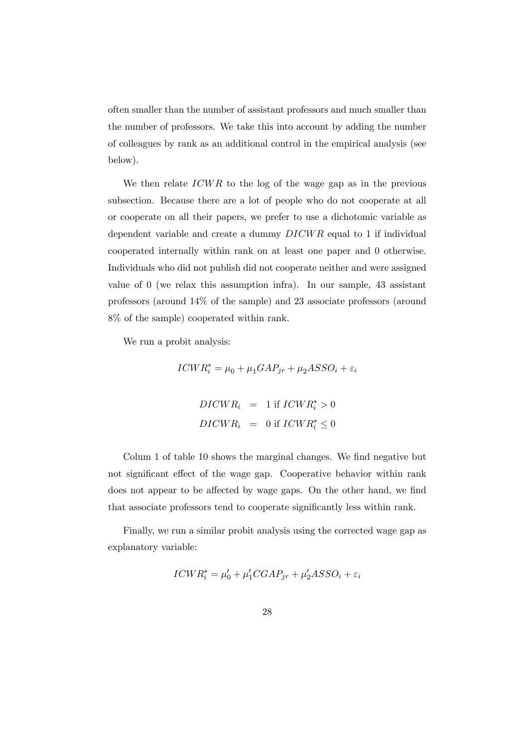often smaller than the number of assistant professors and much smaller than the number of professors. We take this into account by adding the number of colleagues by rank as an additional control in the empirical analysis (see below).

We then relate $ICWR$ to the log of the wage gap as in the previous subsection. Because there are a lot of people who do not cooperate at all or cooperate on all their papers, we prefer to use a dichotomic variable as dependent variable and create a dummy $DICWR$ equal to 1 if individual cooperated internally within rank on at least one paper and 0 otherwise. Individuals who did not publish did not cooperate neither and were assigned value of 0 (we relax this assumption infra). In our sample, 43 assistant professors (around 14% of the sample) and 23 associate professors (around 8% of the sample) cooperated within rank.

We run a probit analysis:

$$ICWR_i^* = \mu_0 + \mu_1 GAP_{jr} + \mu_2 ASSO_i + \varepsilon_i$$

$$\begin{aligned} DICWR_i &= 1 \text{ if } ICWR_i^* > 0 \\ DICWR_i &= 0 \text{ if } ICWR_i^* \leq 0 \end{aligned}$$

Colum 1 of table 10 shows the marginal changes. We find negative but not significant effect of the wage gap. Cooperative behavior within rank does not appear to be affected by wage gaps. On the other hand, we find that associate professors tend to cooperate significantly less within rank.

Finally, we run a similar probit analysis using the corrected wage gap as explanatory variable:

$$ICWR_i^* = \mu_0' + \mu_1' CGAP_{jr} + \mu_2' ASSO_i + \varepsilon_i$$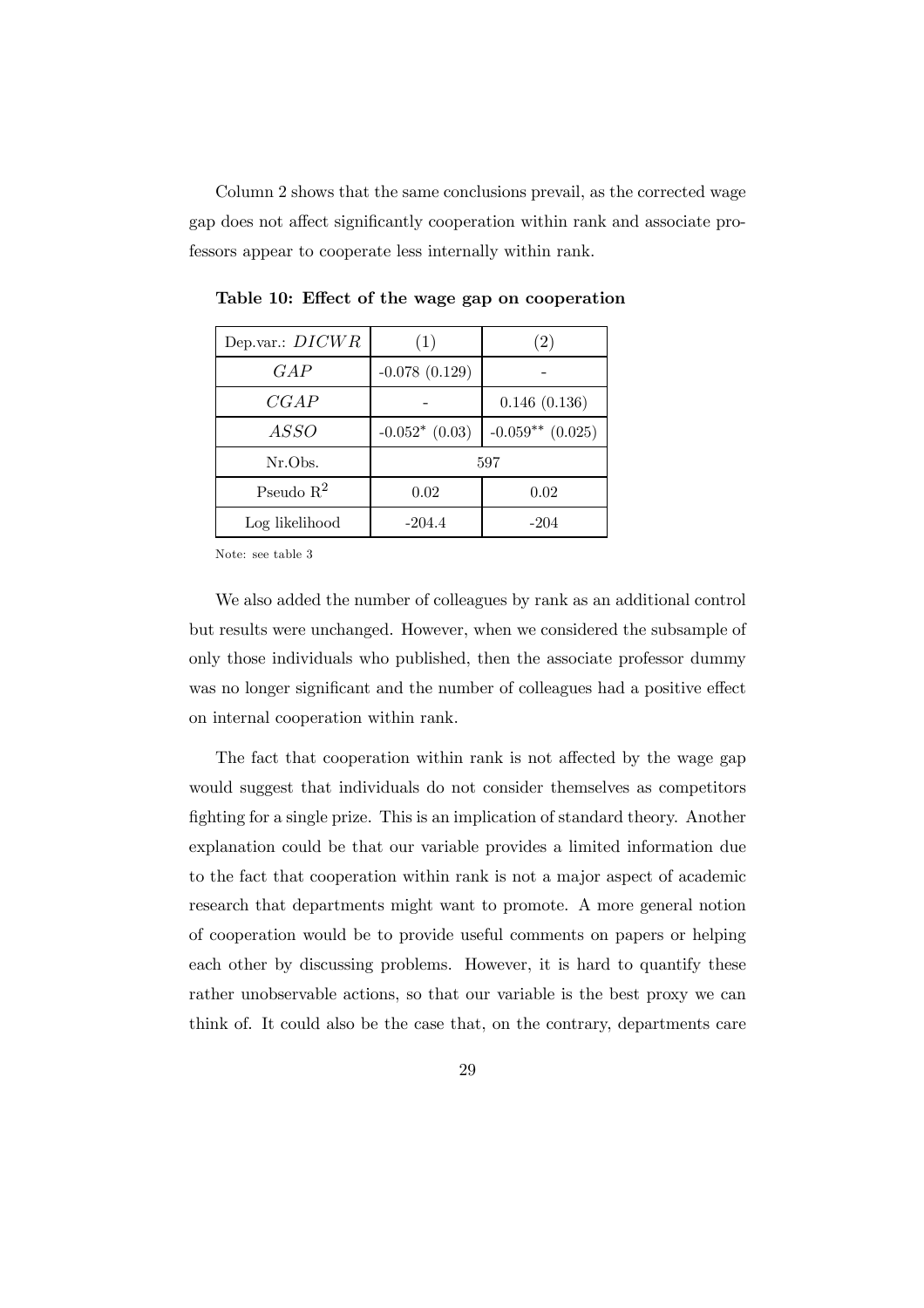Column 2 shows that the same conclusions prevail, as the corrected wage gap does not affect significantly cooperation within rank and associate professors appear to cooperate less internally within rank.

**Table 10: Effect of the wage gap on cooperation**

| Dep.var.: $DICWR$ | (1) | (2) |
|---|---|---|
| $GAP$ | -0.078 (0.129) | - |
| $CGAP$ | - | 0.146 (0.136) |
| $ASSO$ | -0.052* (0.03) | -0.059** (0.025) |
| Nr.Obs. | 597 | |
| Pseudo $R^2$ | 0.02 | 0.02 |
| Log likelihood | -204.4 | -204 |

Note: see table 3

We also added the number of colleagues by rank as an additional control but results were unchanged. However, when we considered the subsample of only those individuals who published, then the associate professor dummy was no longer significant and the number of colleagues had a positive effect on internal cooperation within rank.

The fact that cooperation within rank is not affected by the wage gap would suggest that individuals do not consider themselves as competitors fighting for a single prize. This is an implication of standard theory. Another explanation could be that our variable provides a limited information due to the fact that cooperation within rank is not a major aspect of academic research that departments might want to promote. A more general notion of cooperation would be to provide useful comments on papers or helping each other by discussing problems. However, it is hard to quantify these rather unobservable actions, so that our variable is the best proxy we can think of. It could also be the case that, on the contrary, departments care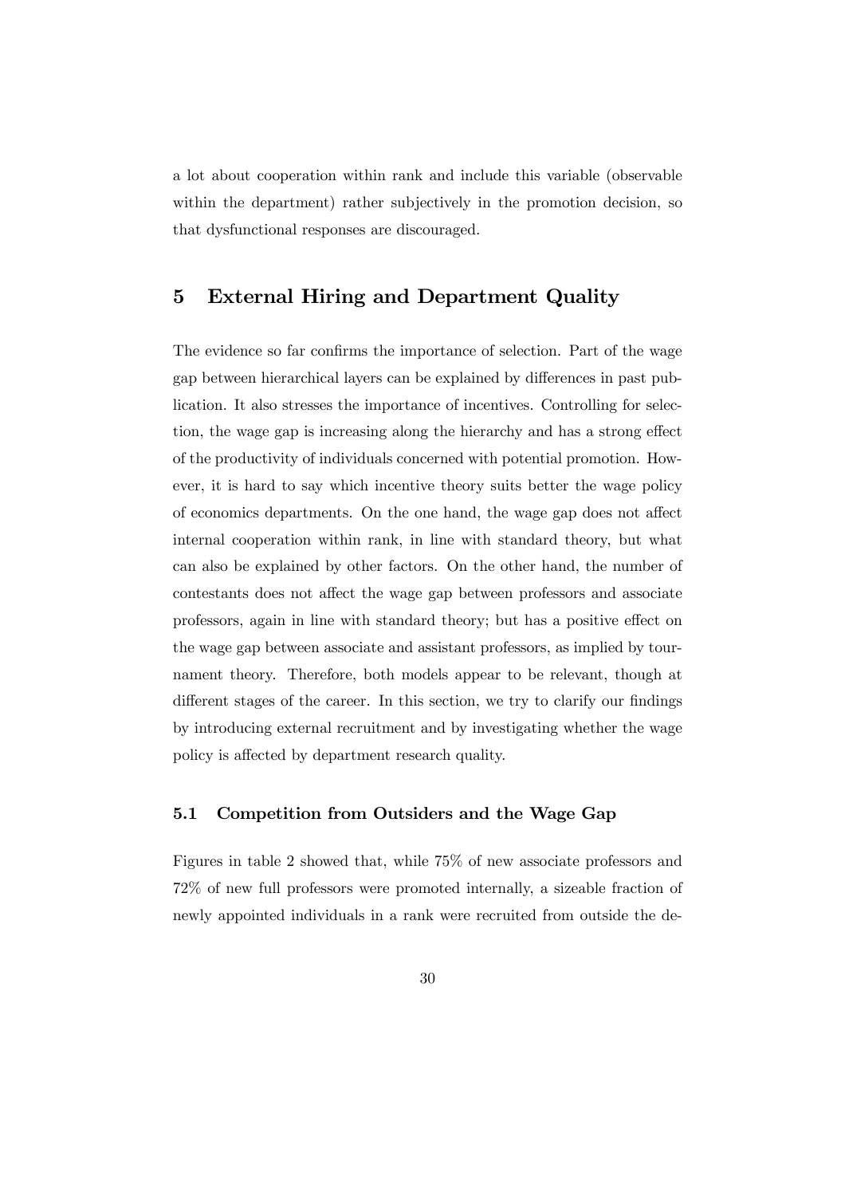a lot about cooperation within rank and include this variable (observable within the department) rather subjectively in the promotion decision, so that dysfunctional responses are discouraged.

## 5 External Hiring and Department Quality

The evidence so far confirms the importance of selection. Part of the wage gap between hierarchical layers can be explained by differences in past publication. It also stresses the importance of incentives. Controlling for selection, the wage gap is increasing along the hierarchy and has a strong effect of the productivity of individuals concerned with potential promotion. However, it is hard to say which incentive theory suits better the wage policy of economics departments. On the one hand, the wage gap does not affect internal cooperation within rank, in line with standard theory, but what can also be explained by other factors. On the other hand, the number of contestants does not affect the wage gap between professors and associate professors, again in line with standard theory; but has a positive effect on the wage gap between associate and assistant professors, as implied by tournament theory. Therefore, both models appear to be relevant, though at different stages of the career. In this section, we try to clarify our findings by introducing external recruitment and by investigating whether the wage policy is affected by department research quality.

### 5.1 Competition from Outsiders and the Wage Gap

Figures in table 2 showed that, while 75% of new associate professors and 72% of new full professors were promoted internally, a sizeable fraction of newly appointed individuals in a rank were recruited from outside the de-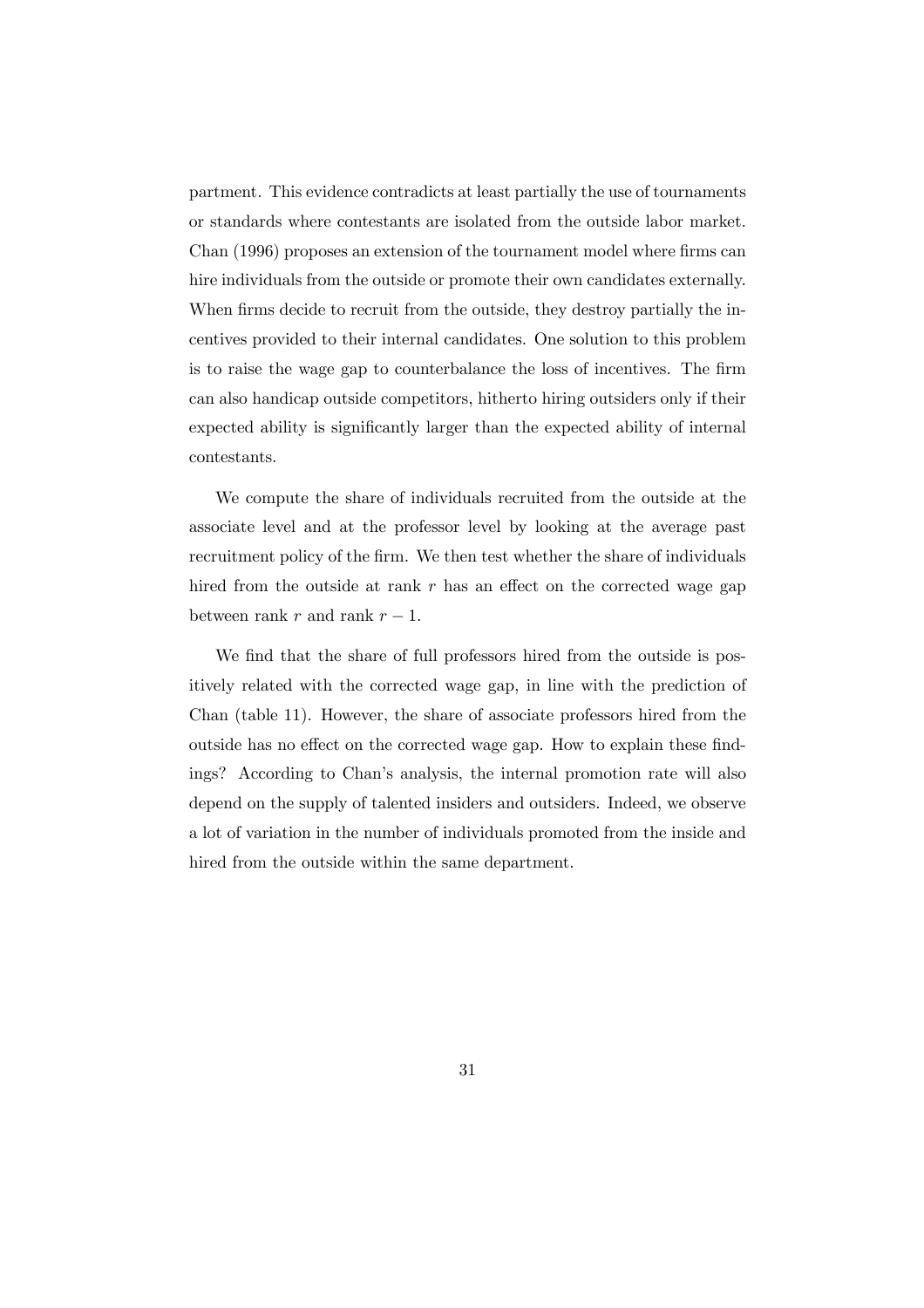partment. This evidence contradicts at least partially the use of tournaments or standards where contestants are isolated from the outside labor market. Chan (1996) proposes an extension of the tournament model where firms can hire individuals from the outside or promote their own candidates externally. When firms decide to recruit from the outside, they destroy partially the incentives provided to their internal candidates. One solution to this problem is to raise the wage gap to counterbalance the loss of incentives. The firm can also handicap outside competitors, hitherto hiring outsiders only if their expected ability is significantly larger than the expected ability of internal contestants.

We compute the share of individuals recruited from the outside at the associate level and at the professor level by looking at the average past recruitment policy of the firm. We then test whether the share of individuals hired from the outside at rank $r$ has an effect on the corrected wage gap between rank $r$ and rank $r - 1$.

We find that the share of full professors hired from the outside is positively related with the corrected wage gap, in line with the prediction of Chan (table 11). However, the share of associate professors hired from the outside has no effect on the corrected wage gap. How to explain these findings? According to Chan's analysis, the internal promotion rate will also depend on the supply of talented insiders and outsiders. Indeed, we observe a lot of variation in the number of individuals promoted from the inside and hired from the outside within the same department.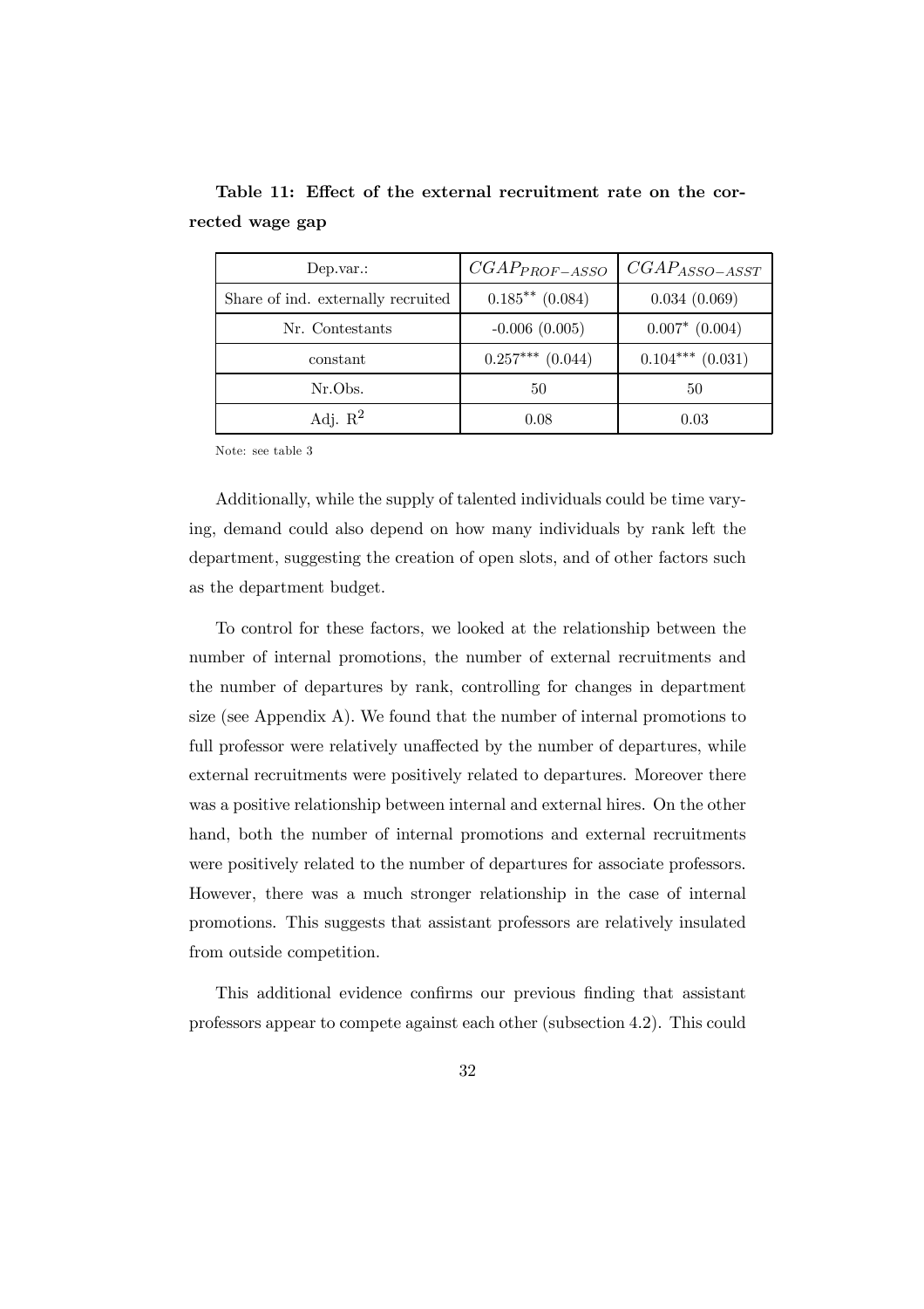**Table 11: Effect of the external recruitment rate on the corrected wage gap**

| Dep.var.: | $CGAP_{PROF-ASSO}$ | $CGAP_{ASSO-ASST}$ |
|---|---|---|
| Share of ind. externally recruited | $0.185^{**}$ (0.084) | 0.034 (0.069) |
| Nr. Contestants | -0.006 (0.005) | $0.007^{*}$ (0.004) |
| constant | $0.257^{***}$ (0.044) | $0.104^{***}$ (0.031) |
| Nr.Obs. | 50 | 50 |
| Adj. $R^2$ | 0.08 | 0.03 |

Note: see table 3

Additionally, while the supply of talented individuals could be time varying, demand could also depend on how many individuals by rank left the department, suggesting the creation of open slots, and of other factors such as the department budget.

To control for these factors, we looked at the relationship between the number of internal promotions, the number of external recruitments and the number of departures by rank, controlling for changes in department size (see Appendix A). We found that the number of internal promotions to full professor were relatively unaffected by the number of departures, while external recruitments were positively related to departures. Moreover there was a positive relationship between internal and external hires. On the other hand, both the number of internal promotions and external recruitments were positively related to the number of departures for associate professors. However, there was a much stronger relationship in the case of internal promotions. This suggests that assistant professors are relatively insulated from outside competition.

This additional evidence confirms our previous finding that assistant professors appear to compete against each other (subsection 4.2). This could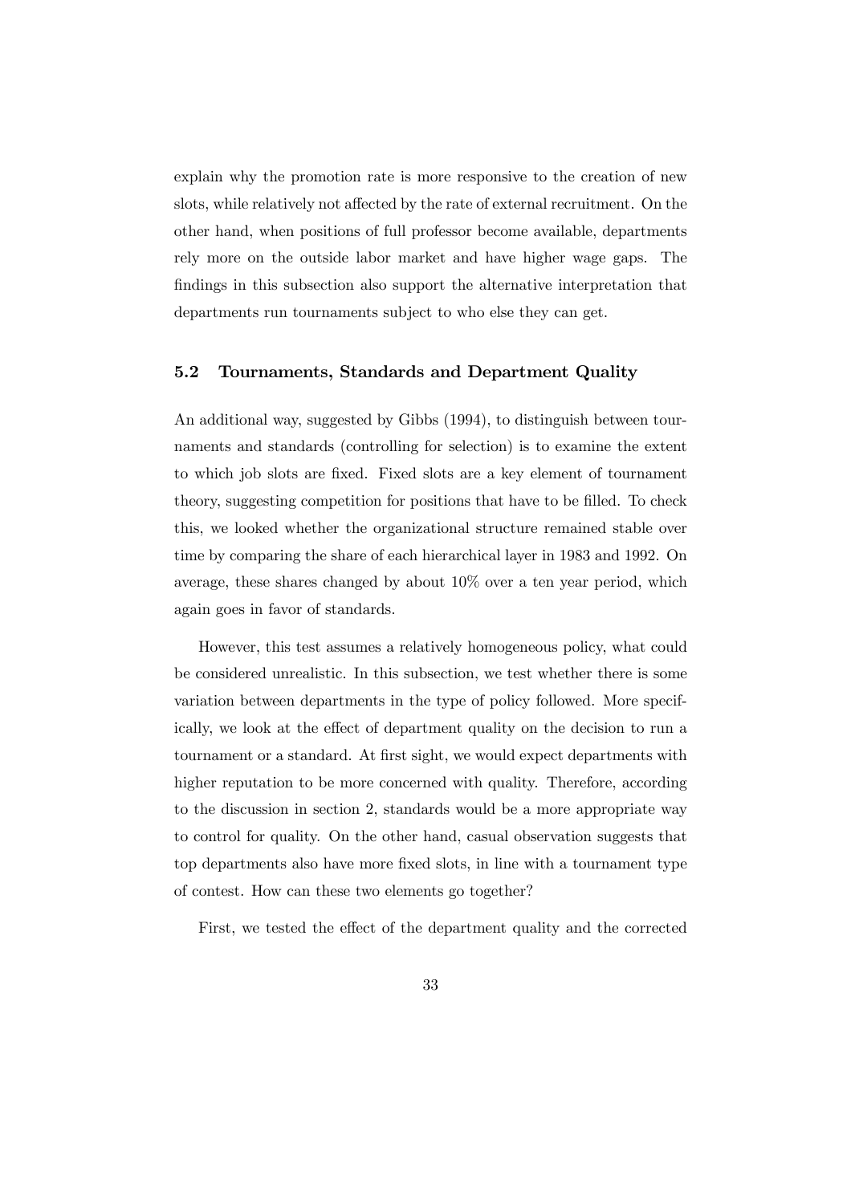explain why the promotion rate is more responsive to the creation of new slots, while relatively not affected by the rate of external recruitment. On the other hand, when positions of full professor become available, departments rely more on the outside labor market and have higher wage gaps. The findings in this subsection also support the alternative interpretation that departments run tournaments subject to who else they can get.

### 5.2 Tournaments, Standards and Department Quality

An additional way, suggested by Gibbs (1994), to distinguish between tournaments and standards (controlling for selection) is to examine the extent to which job slots are fixed. Fixed slots are a key element of tournament theory, suggesting competition for positions that have to be filled. To check this, we looked whether the organizational structure remained stable over time by comparing the share of each hierarchical layer in 1983 and 1992. On average, these shares changed by about 10% over a ten year period, which again goes in favor of standards.

However, this test assumes a relatively homogeneous policy, what could be considered unrealistic. In this subsection, we test whether there is some variation between departments in the type of policy followed. More specifically, we look at the effect of department quality on the decision to run a tournament or a standard. At first sight, we would expect departments with higher reputation to be more concerned with quality. Therefore, according to the discussion in section 2, standards would be a more appropriate way to control for quality. On the other hand, casual observation suggests that top departments also have more fixed slots, in line with a tournament type of contest. How can these two elements go together?

First, we tested the effect of the department quality and the corrected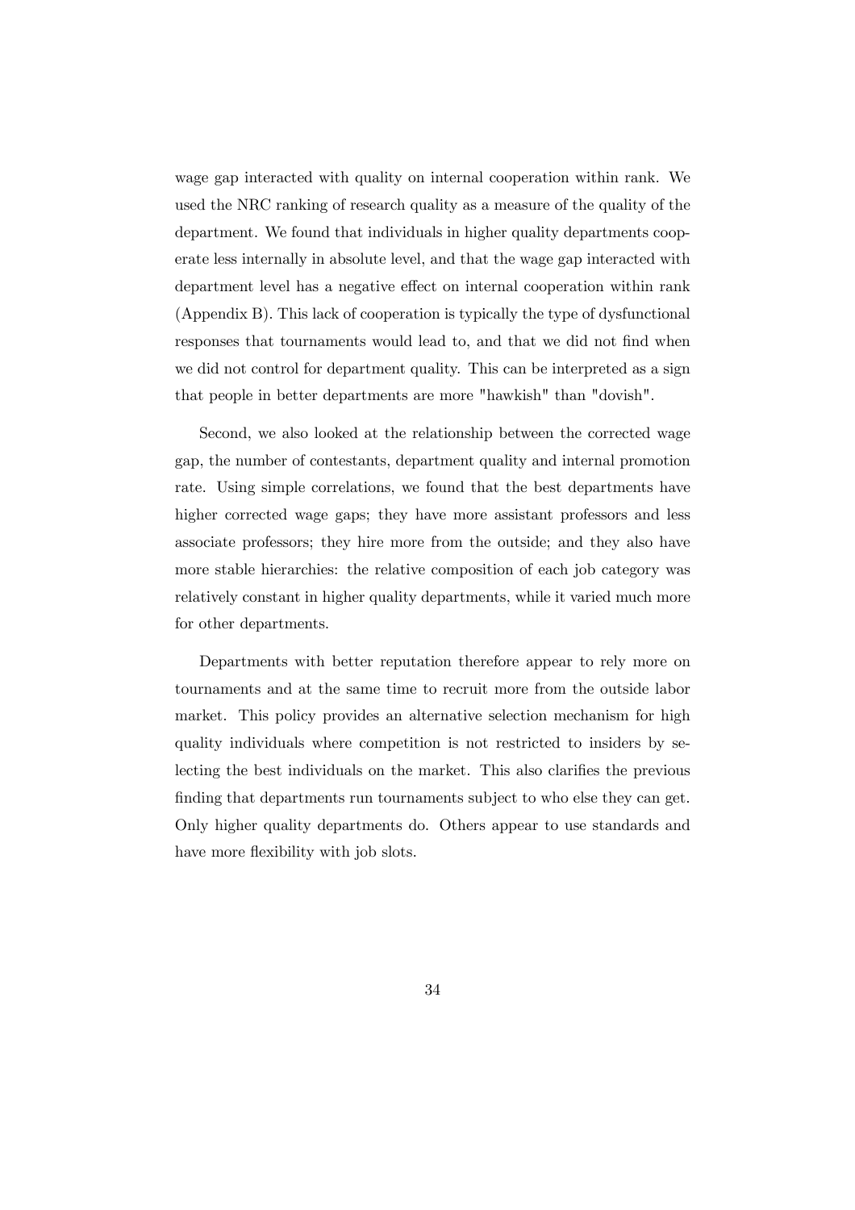wage gap interacted with quality on internal cooperation within rank. We used the NRC ranking of research quality as a measure of the quality of the department. We found that individuals in higher quality departments cooperate less internally in absolute level, and that the wage gap interacted with department level has a negative effect on internal cooperation within rank (Appendix B). This lack of cooperation is typically the type of dysfunctional responses that tournaments would lead to, and that we did not find when we did not control for department quality. This can be interpreted as a sign that people in better departments are more "hawkish" than "dovish".

Second, we also looked at the relationship between the corrected wage gap, the number of contestants, department quality and internal promotion rate. Using simple correlations, we found that the best departments have higher corrected wage gaps; they have more assistant professors and less associate professors; they hire more from the outside; and they also have more stable hierarchies: the relative composition of each job category was relatively constant in higher quality departments, while it varied much more for other departments.

Departments with better reputation therefore appear to rely more on tournaments and at the same time to recruit more from the outside labor market. This policy provides an alternative selection mechanism for high quality individuals where competition is not restricted to insiders by selecting the best individuals on the market. This also clarifies the previous finding that departments run tournaments subject to who else they can get. Only higher quality departments do. Others appear to use standards and have more flexibility with job slots.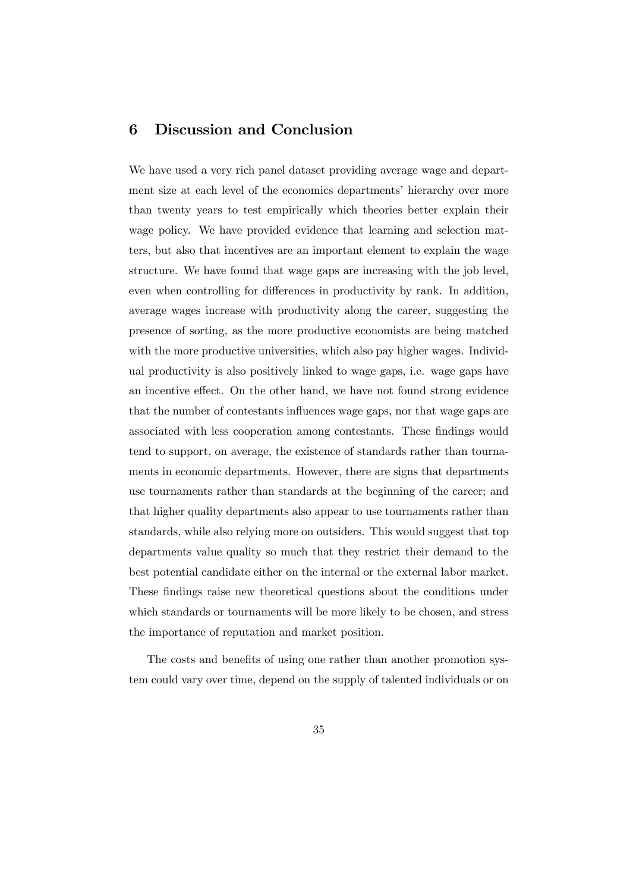## 6 Discussion and Conclusion

We have used a very rich panel dataset providing average wage and department size at each level of the economics departments' hierarchy over more than twenty years to test empirically which theories better explain their wage policy. We have provided evidence that learning and selection matters, but also that incentives are an important element to explain the wage structure. We have found that wage gaps are increasing with the job level, even when controlling for differences in productivity by rank. In addition, average wages increase with productivity along the career, suggesting the presence of sorting, as the more productive economists are being matched with the more productive universities, which also pay higher wages. Individual productivity is also positively linked to wage gaps, i.e. wage gaps have an incentive effect. On the other hand, we have not found strong evidence that the number of contestants influences wage gaps, nor that wage gaps are associated with less cooperation among contestants. These findings would tend to support, on average, the existence of standards rather than tournaments in economic departments. However, there are signs that departments use tournaments rather than standards at the beginning of the career; and that higher quality departments also appear to use tournaments rather than standards, while also relying more on outsiders. This would suggest that top departments value quality so much that they restrict their demand to the best potential candidate either on the internal or the external labor market. These findings raise new theoretical questions about the conditions under which standards or tournaments will be more likely to be chosen, and stress the importance of reputation and market position.

The costs and benefits of using one rather than another promotion system could vary over time, depend on the supply of talented individuals or on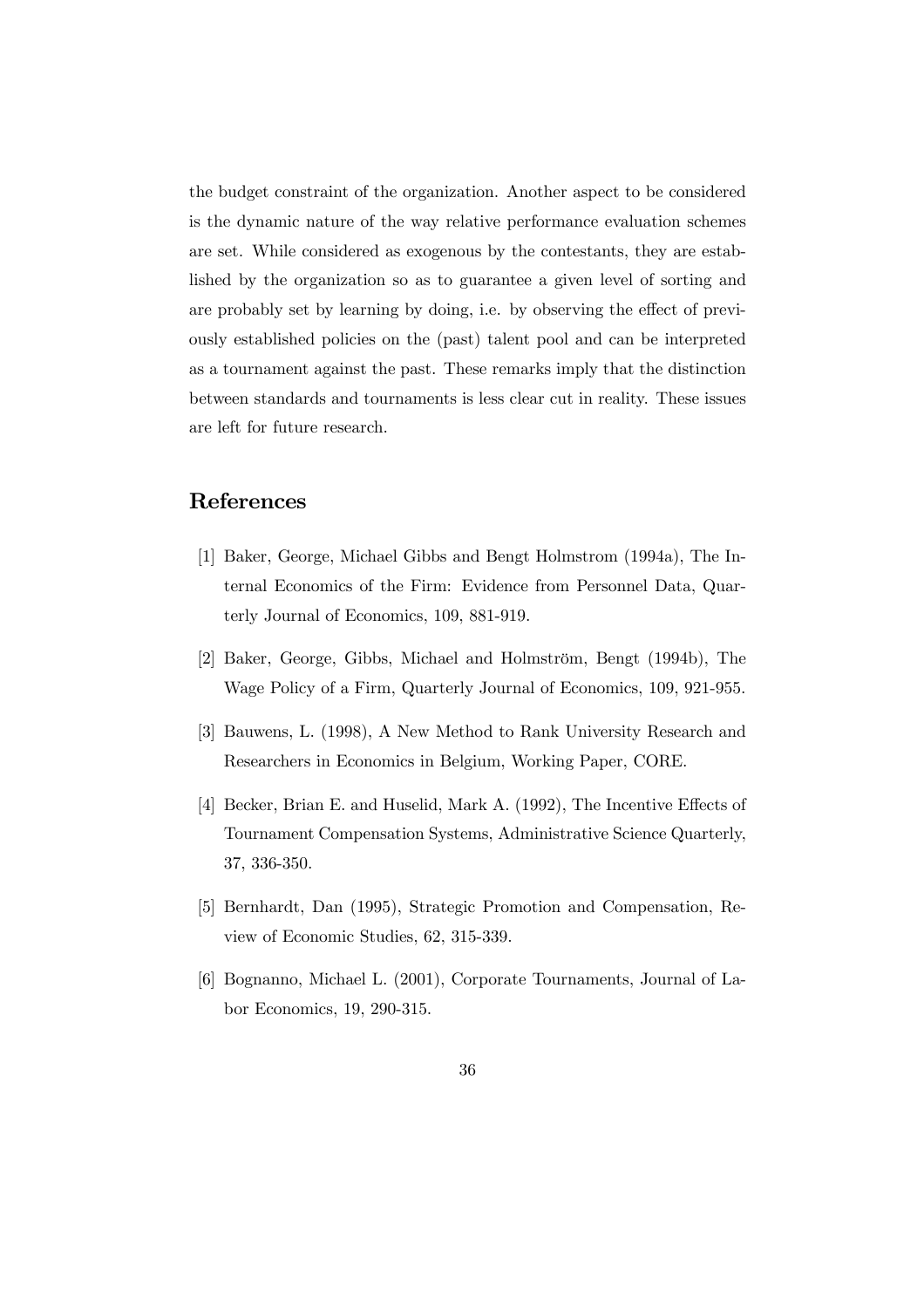the budget constraint of the organization. Another aspect to be considered is the dynamic nature of the way relative performance evaluation schemes are set. While considered as exogenous by the contestants, they are established by the organization so as to guarantee a given level of sorting and are probably set by learning by doing, i.e. by observing the effect of previously established policies on the (past) talent pool and can be interpreted as a tournament against the past. These remarks imply that the distinction between standards and tournaments is less clear cut in reality. These issues are left for future research.

## References

[1] Baker, George, Michael Gibbs and Bengt Holmstrom (1994a), The Internal Economics of the Firm: Evidence from Personnel Data, Quarterly Journal of Economics, 109, 881-919.

[2] Baker, George, Gibbs, Michael and Holmström, Bengt (1994b), The Wage Policy of a Firm, Quarterly Journal of Economics, 109, 921-955.

[3] Bauwens, L. (1998), A New Method to Rank University Research and Researchers in Economics in Belgium, Working Paper, CORE.

[4] Becker, Brian E. and Huselid, Mark A. (1992), The Incentive Effects of Tournament Compensation Systems, Administrative Science Quarterly, 37, 336-350.

[5] Bernhardt, Dan (1995), Strategic Promotion and Compensation, Review of Economic Studies, 62, 315-339.

[6] Bognanno, Michael L. (2001), Corporate Tournaments, Journal of Labor Economics, 19, 290-315.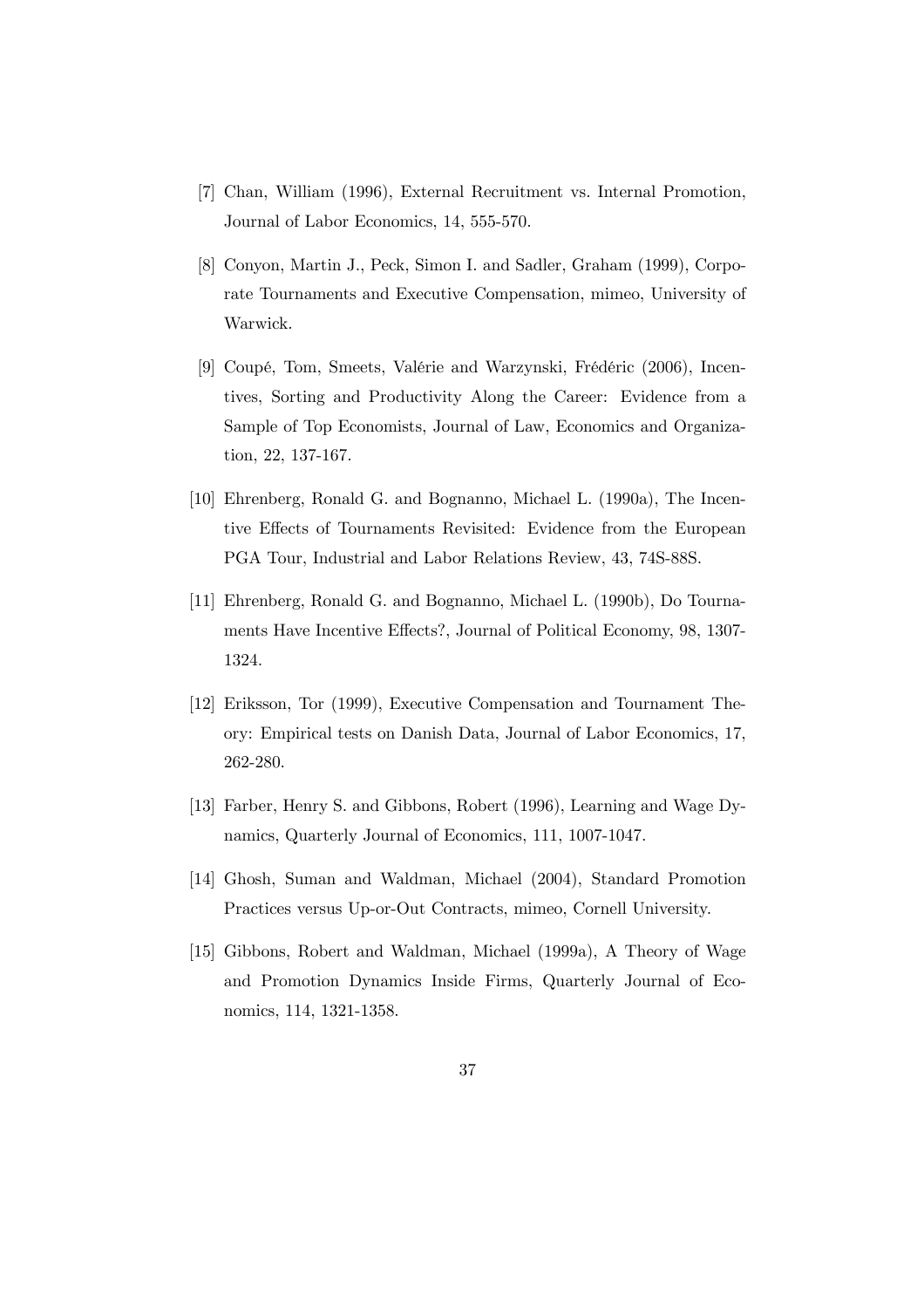[7] Chan, William (1996), External Recruitment vs. Internal Promotion, Journal of Labor Economics, 14, 555-570.

[8] Conyon, Martin J., Peck, Simon I. and Sadler, Graham (1999), Corporate Tournaments and Executive Compensation, mimeo, University of Warwick.

[9] Coupé, Tom, Smeets, Valérie and Warzynski, Frédéric (2006), Incentives, Sorting and Productivity Along the Career: Evidence from a Sample of Top Economists, Journal of Law, Economics and Organization, 22, 137-167.

[10] Ehrenberg, Ronald G. and Bognanno, Michael L. (1990a), The Incentive Effects of Tournaments Revisited: Evidence from the European PGA Tour, Industrial and Labor Relations Review, 43, 74S-88S.

[11] Ehrenberg, Ronald G. and Bognanno, Michael L. (1990b), Do Tournaments Have Incentive Effects?, Journal of Political Economy, 98, 1307-1324.

[12] Eriksson, Tor (1999), Executive Compensation and Tournament Theory: Empirical tests on Danish Data, Journal of Labor Economics, 17, 262-280.

[13] Farber, Henry S. and Gibbons, Robert (1996), Learning and Wage Dynamics, Quarterly Journal of Economics, 111, 1007-1047.

[14] Ghosh, Suman and Waldman, Michael (2004), Standard Promotion Practices versus Up-or-Out Contracts, mimeo, Cornell University.

[15] Gibbons, Robert and Waldman, Michael (1999a), A Theory of Wage and Promotion Dynamics Inside Firms, Quarterly Journal of Economics, 114, 1321-1358.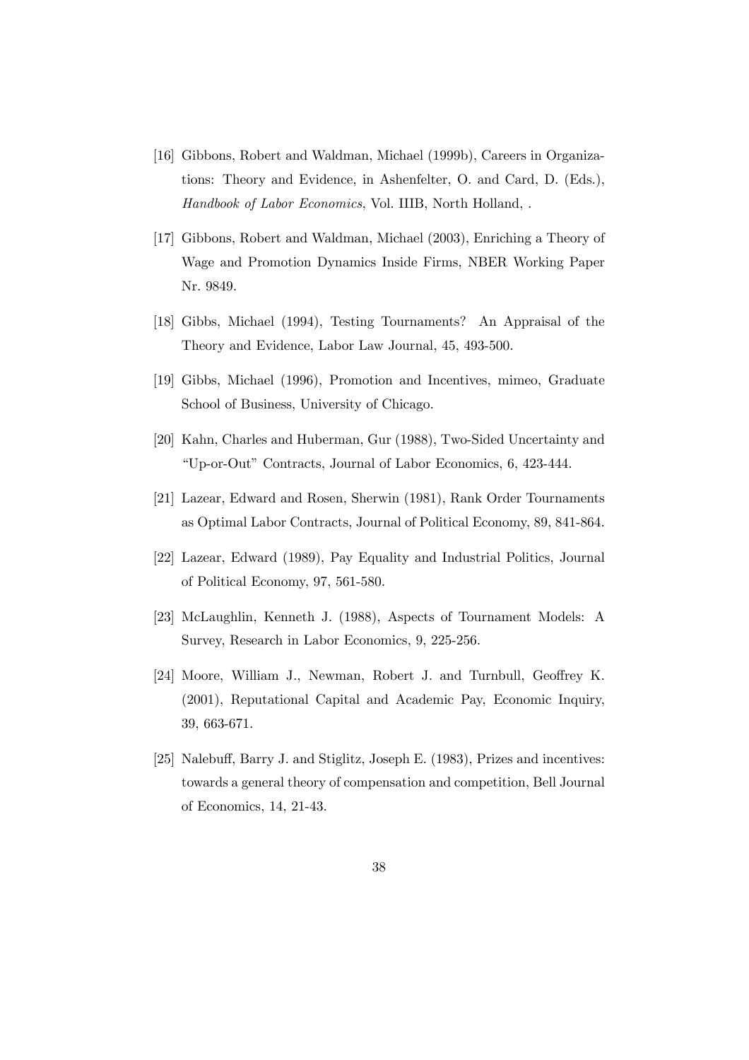[16] Gibbons, Robert and Waldman, Michael (1999b), Careers in Organizations: Theory and Evidence, in Ashenfelter, O. and Card, D. (Eds.), *Handbook of Labor Economics*, Vol. IIIB, North Holland, .

[17] Gibbons, Robert and Waldman, Michael (2003), Enriching a Theory of Wage and Promotion Dynamics Inside Firms, NBER Working Paper Nr. 9849.

[18] Gibbs, Michael (1994), Testing Tournaments? An Appraisal of the Theory and Evidence, Labor Law Journal, 45, 493-500.

[19] Gibbs, Michael (1996), Promotion and Incentives, mimeo, Graduate School of Business, University of Chicago.

[20] Kahn, Charles and Huberman, Gur (1988), Two-Sided Uncertainty and "Up-or-Out" Contracts, Journal of Labor Economics, 6, 423-444.

[21] Lazear, Edward and Rosen, Sherwin (1981), Rank Order Tournaments as Optimal Labor Contracts, Journal of Political Economy, 89, 841-864.

[22] Lazear, Edward (1989), Pay Equality and Industrial Politics, Journal of Political Economy, 97, 561-580.

[23] McLaughlin, Kenneth J. (1988), Aspects of Tournament Models: A Survey, Research in Labor Economics, 9, 225-256.

[24] Moore, William J., Newman, Robert J. and Turnbull, Geoffrey K. (2001), Reputational Capital and Academic Pay, Economic Inquiry, 39, 663-671.

[25] Nalebuff, Barry J. and Stiglitz, Joseph E. (1983), Prizes and incentives: towards a general theory of compensation and competition, Bell Journal of Economics, 14, 21-43.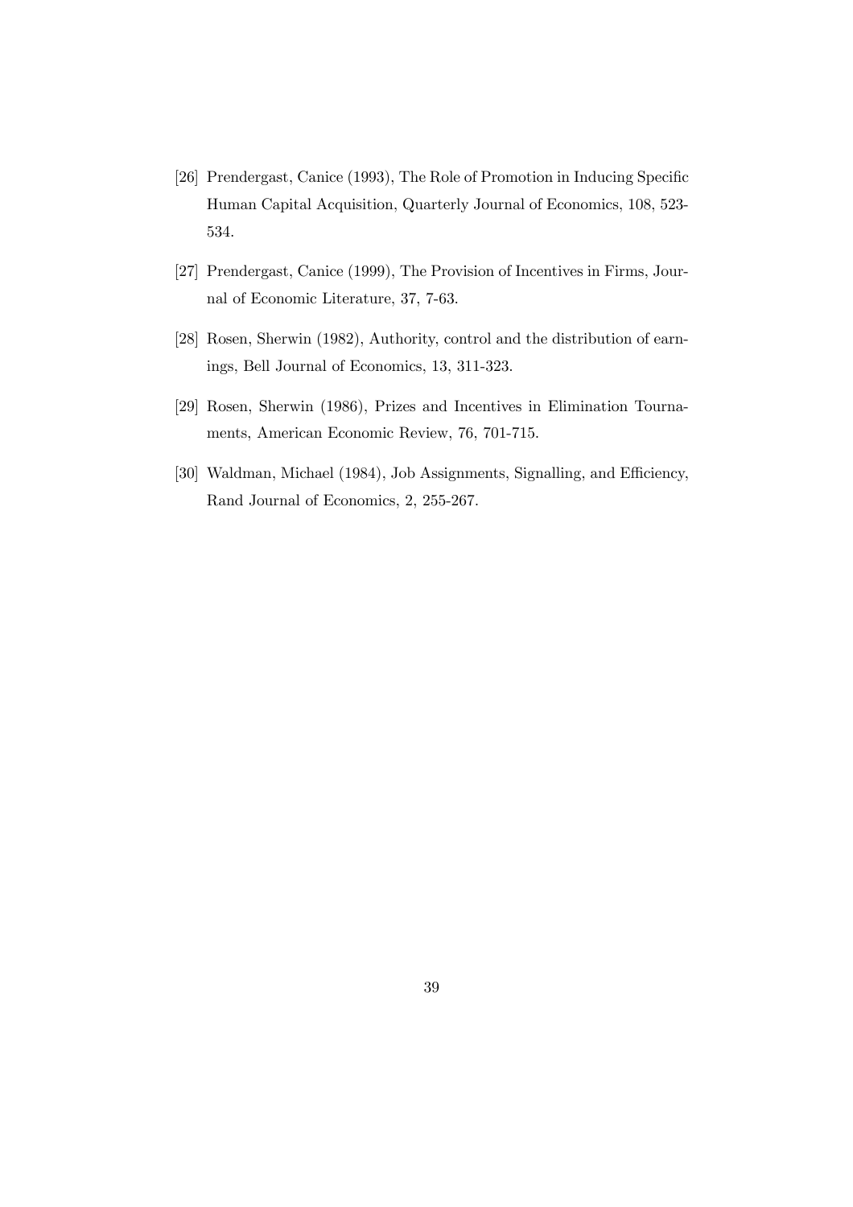[26] Prendergast, Canice (1993), The Role of Promotion in Inducing Specific Human Capital Acquisition, Quarterly Journal of Economics, 108, 523-534.

[27] Prendergast, Canice (1999), The Provision of Incentives in Firms, Journal of Economic Literature, 37, 7-63.

[28] Rosen, Sherwin (1982), Authority, control and the distribution of earnings, Bell Journal of Economics, 13, 311-323.

[29] Rosen, Sherwin (1986), Prizes and Incentives in Elimination Tournaments, American Economic Review, 76, 701-715.

[30] Waldman, Michael (1984), Job Assignments, Signalling, and Efficiency, Rand Journal of Economics, 2, 255-267.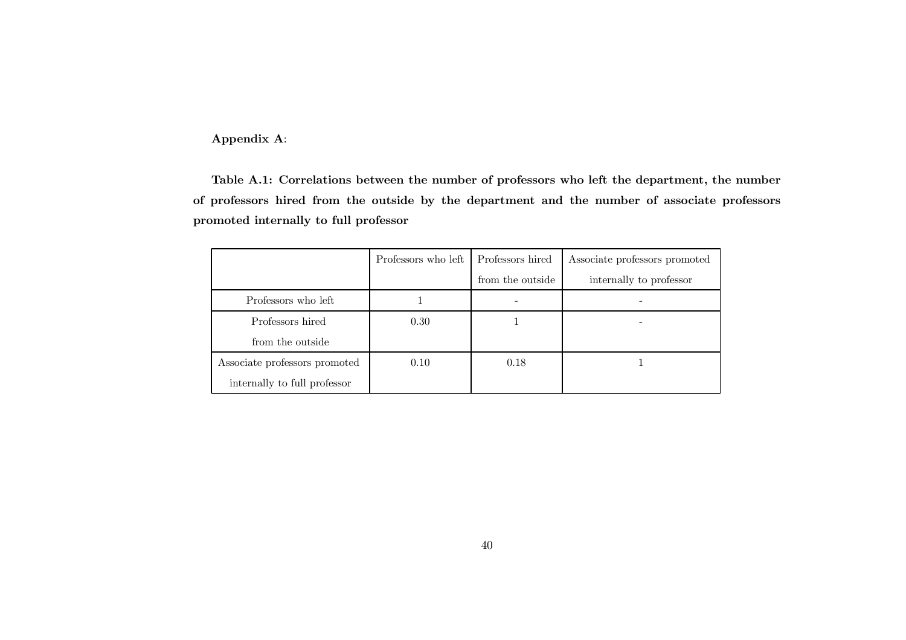**Appendix A**:

**Table A.1: Correlations between the number of professors who left the department, the number of professors hired from the outside by the department and the number of associate professors promoted internally to full professor**

| | Professors who left | Professors hired from the outside | Associate professors promoted internally to professor |
|---|---|---|---|
| Professors who left | 1 | - | - |
| Professors hired from the outside | 0.30 | 1 | - |
| Associate professors promoted internally to full professor | 0.10 | 0.18 | 1 |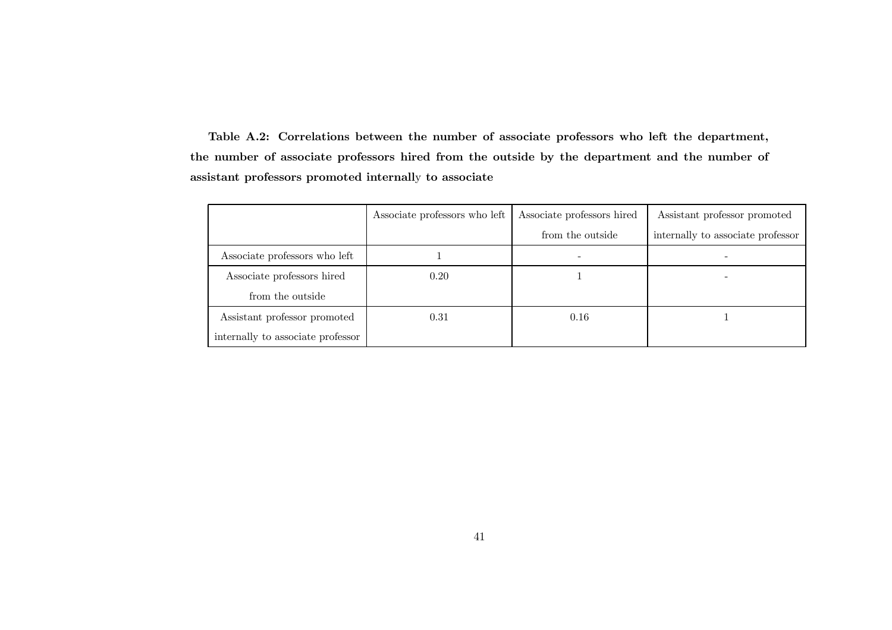**Table A.2: Correlations between the number of associate professors who left the department, the number of associate professors hired from the outside by the department and the number of assistant professors promoted internally to associate**

| | Associate professors who left | Associate professors hired from the outside | Assistant professor promoted internally to associate professor |
|---|---|---|---|
| Associate professors who left | 1 | - | - |
| Associate professors hired from the outside | 0.20 | 1 | - |
| Assistant professor promoted internally to associate professor | 0.31 | 0.16 | 1 |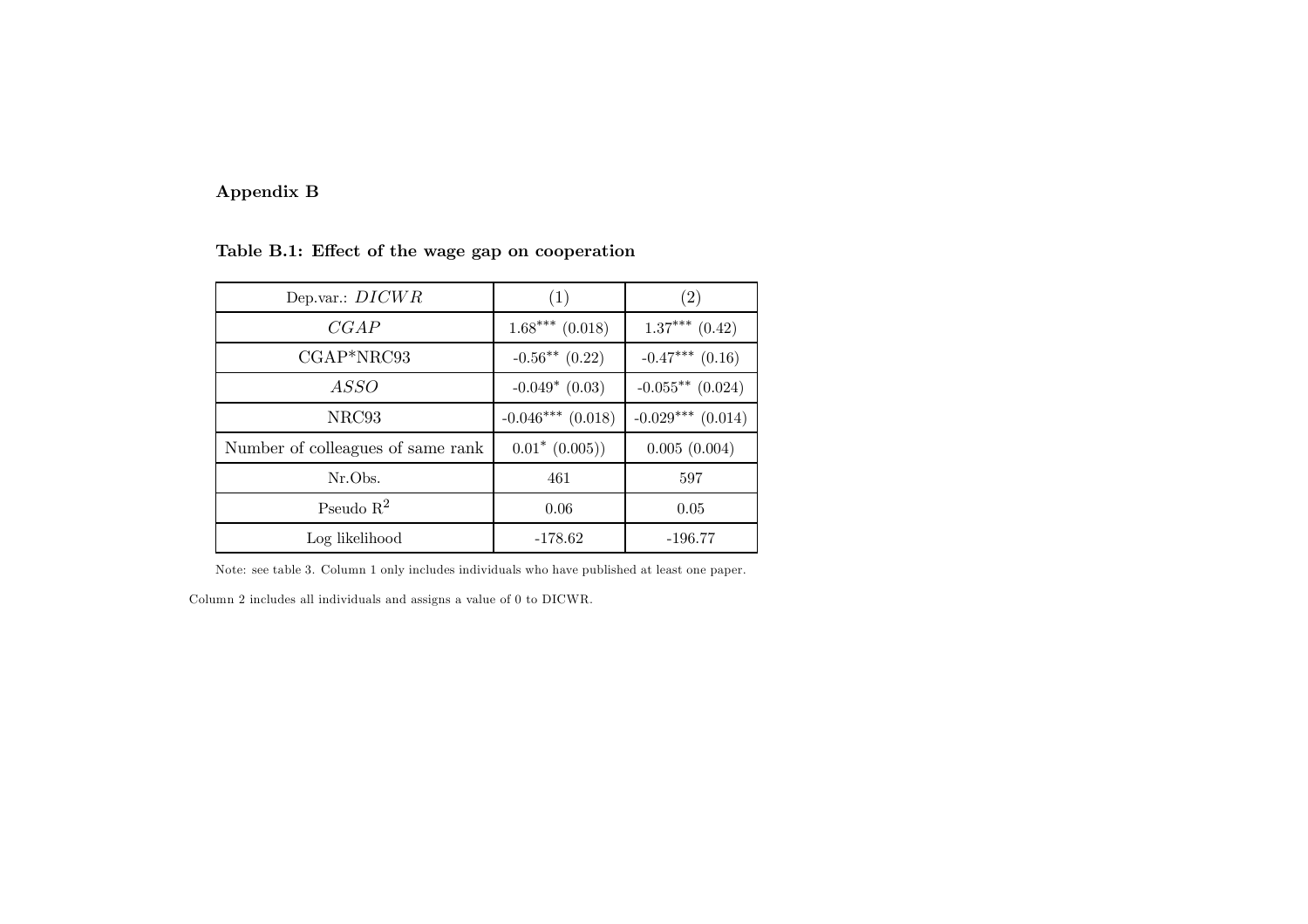## Appendix B

**Table B.1: Effect of the wage gap on cooperation**

| Dep.var.: $DICWR$ | (1) | (2) |
|---|---|---|
| $CGAP$ | $1.68^{***}$ (0.018) | $1.37^{***}$ (0.42) |
| CGAP*NRC93 | $-0.56^{**}$ (0.22) | $-0.47^{***}$ (0.16) |
| $ASSO$ | $-0.049^{*}$ (0.03) | $-0.055^{**}$ (0.024) |
| NRC93 | $-0.046^{***}$ (0.018) | $-0.029^{***}$ (0.014) |
| Number of colleagues of same rank | $0.01^{*}$ (0.005)) | 0.005 (0.004) |
| Nr.Obs. | 461 | 597 |
| Pseudo $R^2$ | 0.06 | 0.05 |
| Log likelihood | -178.62 | -196.77 |

Note: see table 3. Column 1 only includes individuals who have published at least one paper. Column 2 includes all individuals and assigns a value of 0 to DICWR.